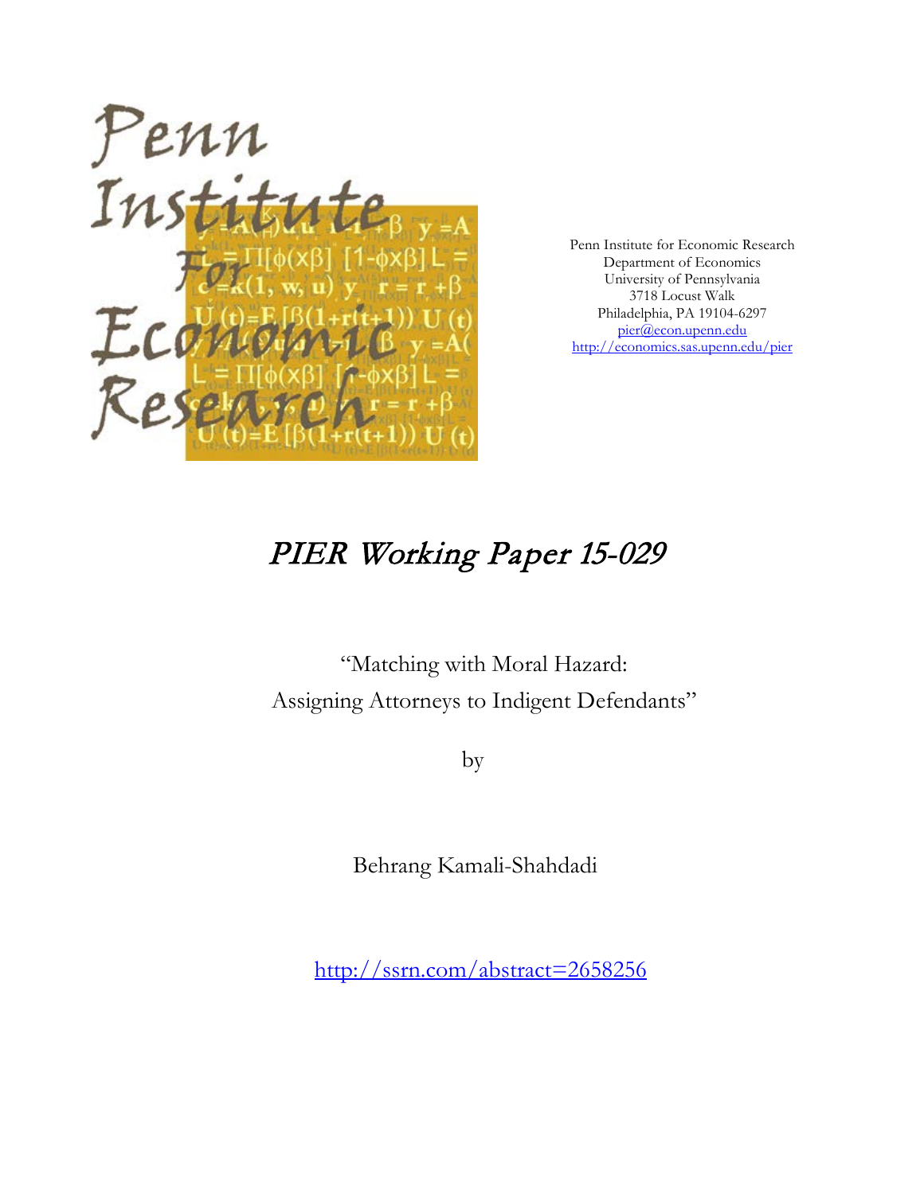Penn Institute for Economic Research
Department of Economics
University of Pennsylvania
3718 Locust Walk
Philadelphia, PA 19104-6297
pier@econ.upenn.edu
http://economics.sas.upenn.edu/pier

# *PIER Working Paper 15-029*

"Matching with Moral Hazard:
Assigning Attorneys to Indigent Defendants"

by

Behrang Kamali-Shahdadi

http://ssrn.com/abstract=2658256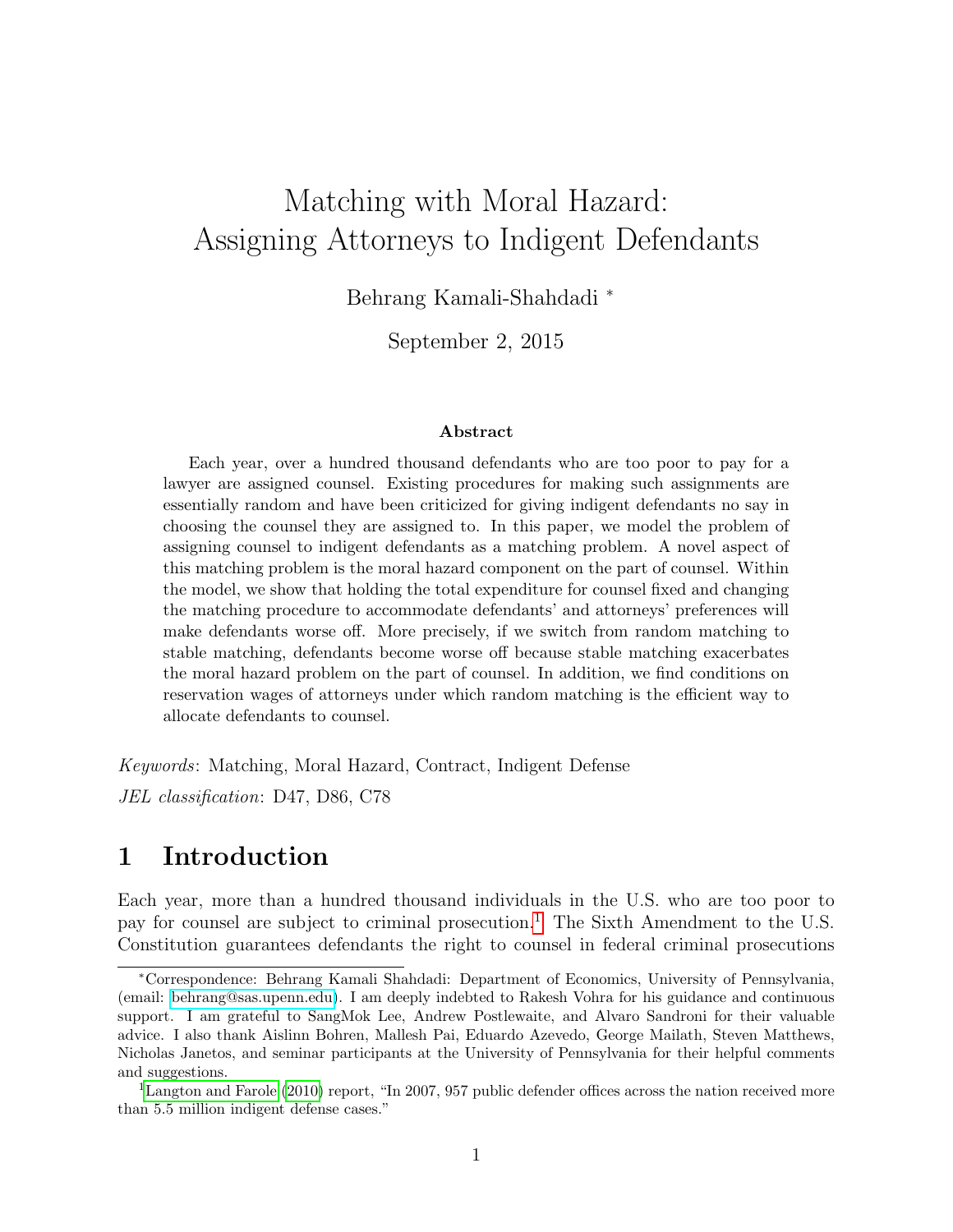# Matching with Moral Hazard: Assigning Attorneys to Indigent Defendants

Behrang Kamali-Shahdadi [*]

September 2, 2015

### Abstract

Each year, over a hundred thousand defendants who are too poor to pay for a lawyer are assigned counsel. Existing procedures for making such assignments are essentially random and have been criticized for giving indigent defendants no say in choosing the counsel they are assigned to. In this paper, we model the problem of assigning counsel to indigent defendants as a matching problem. A novel aspect of this matching problem is the moral hazard component on the part of counsel. Within the model, we show that holding the total expenditure for counsel fixed and changing the matching procedure to accommodate defendants' and attorneys' preferences will make defendants worse off. More precisely, if we switch from random matching to stable matching, defendants become worse off because stable matching exacerbates the moral hazard problem on the part of counsel. In addition, we find conditions on reservation wages of attorneys under which random matching is the efficient way to allocate defendants to counsel.

*Keywords*: Matching, Moral Hazard, Contract, Indigent Defense

*JEL classification*: D47, D86, C78

## 1 Introduction

Each year, more than a hundred thousand individuals in the U.S. who are too poor to pay for counsel are subject to criminal prosecution.[1] The Sixth Amendment to the U.S. Constitution guarantees defendants the right to counsel in federal criminal prosecutions

---

[*] Correspondence: Behrang Kamali Shahdadi: Department of Economics, University of Pennsylvania, (email: behrang@sas.upenn.edu). I am deeply indebted to Rakesh Vohra for his guidance and continuous support. I am grateful to SangMok Lee, Andrew Postlewaite, and Alvaro Sandroni for their valuable advice. I also thank Aislinn Bohren, Mallesh Pai, Eduardo Azevedo, George Mailath, Steven Matthews, Nicholas Janetos, and seminar participants at the University of Pennsylvania for their helpful comments and suggestions.

[1] Langton and Farole (2010) report, "In 2007, 957 public defender offices across the nation received more than 5.5 million indigent defense cases."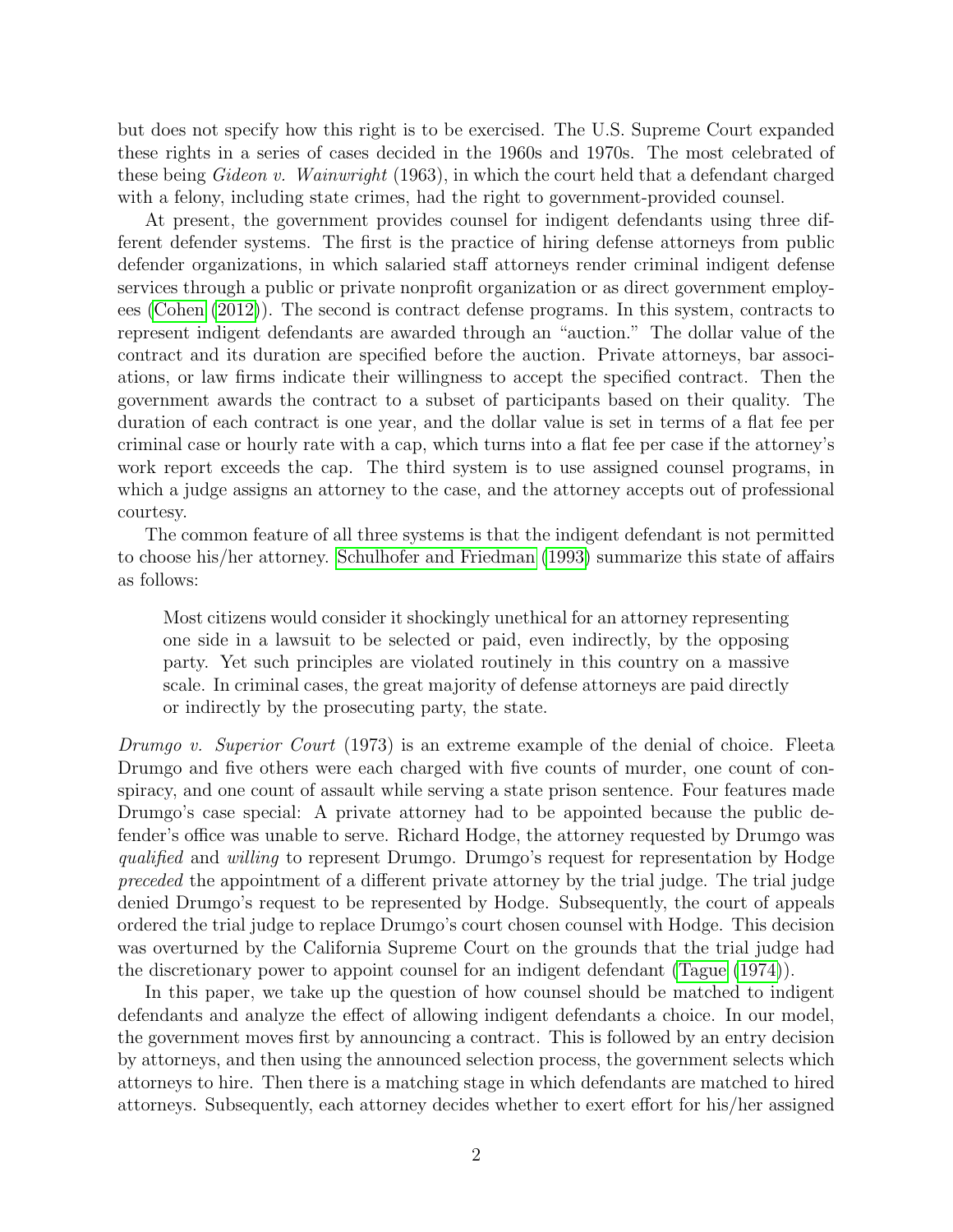but does not specify how this right is to be exercised. The U.S. Supreme Court expanded these rights in a series of cases decided in the 1960s and 1970s. The most celebrated of these being *Gideon v. Wainwright* (1963), in which the court held that a defendant charged with a felony, including state crimes, had the right to government-provided counsel.

At present, the government provides counsel for indigent defendants using three different defender systems. The first is the practice of hiring defense attorneys from public defender organizations, in which salaried staff attorneys render criminal indigent defense services through a public or private nonprofit organization or as direct government employees (Cohen (2012)). The second is contract defense programs. In this system, contracts to represent indigent defendants are awarded through an "auction." The dollar value of the contract and its duration are specified before the auction. Private attorneys, bar associations, or law firms indicate their willingness to accept the specified contract. Then the government awards the contract to a subset of participants based on their quality. The duration of each contract is one year, and the dollar value is set in terms of a flat fee per criminal case or hourly rate with a cap, which turns into a flat fee per case if the attorney's work report exceeds the cap. The third system is to use assigned counsel programs, in which a judge assigns an attorney to the case, and the attorney accepts out of professional courtesy.

The common feature of all three systems is that the indigent defendant is not permitted to choose his/her attorney. Schulhofer and Friedman (1993) summarize this state of affairs as follows:

> Most citizens would consider it shockingly unethical for an attorney representing one side in a lawsuit to be selected or paid, even indirectly, by the opposing party. Yet such principles are violated routinely in this country on a massive scale. In criminal cases, the great majority of defense attorneys are paid directly or indirectly by the prosecuting party, the state.

*Drumgo v. Superior Court* (1973) is an extreme example of the denial of choice. Fleeta Drumgo and five others were each charged with five counts of murder, one count of conspiracy, and one count of assault while serving a state prison sentence. Four features made Drumgo's case special: A private attorney had to be appointed because the public defender's office was unable to serve. Richard Hodge, the attorney requested by Drumgo was *qualified* and *willing* to represent Drumgo. Drumgo's request for representation by Hodge *preceded* the appointment of a different private attorney by the trial judge. The trial judge denied Drumgo's request to be represented by Hodge. Subsequently, the court of appeals ordered the trial judge to replace Drumgo's court chosen counsel with Hodge. This decision was overturned by the California Supreme Court on the grounds that the trial judge had the discretionary power to appoint counsel for an indigent defendant (Tague (1974)).

In this paper, we take up the question of how counsel should be matched to indigent defendants and analyze the effect of allowing indigent defendants a choice. In our model, the government moves first by announcing a contract. This is followed by an entry decision by attorneys, and then using the announced selection process, the government selects which attorneys to hire. Then there is a matching stage in which defendants are matched to hired attorneys. Subsequently, each attorney decides whether to exert effort for his/her assigned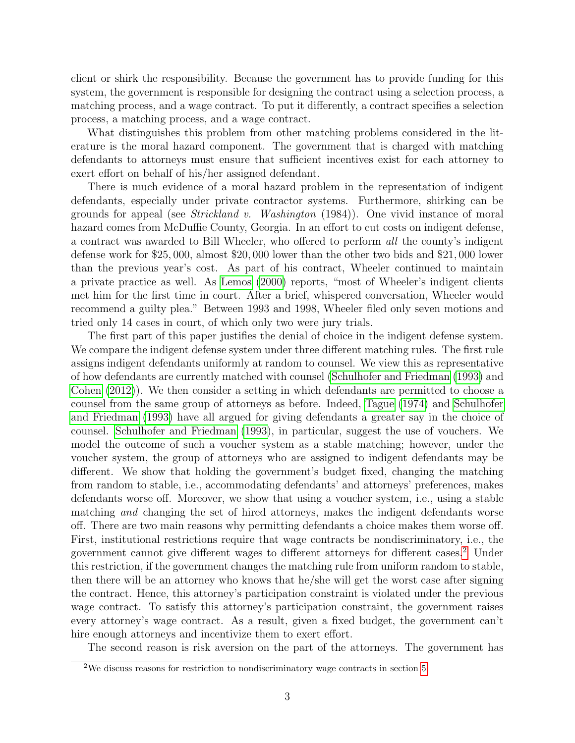client or shirk the responsibility. Because the government has to provide funding for this system, the government is responsible for designing the contract using a selection process, a matching process, and a wage contract. To put it differently, a contract specifies a selection process, a matching process, and a wage contract.

What distinguishes this problem from other matching problems considered in the literature is the moral hazard component. The government that is charged with matching defendants to attorneys must ensure that sufficient incentives exist for each attorney to exert effort on behalf of his/her assigned defendant.

There is much evidence of a moral hazard problem in the representation of indigent defendants, especially under private contractor systems. Furthermore, shirking can be grounds for appeal (see *Strickland v. Washington* (1984)). One vivid instance of moral hazard comes from McDuffie County, Georgia. In an effort to cut costs on indigent defense, a contract was awarded to Bill Wheeler, who offered to perform *all* the county's indigent defense work for $25,000, almost $20,000 lower than the other two bids and $21,000 lower than the previous year's cost. As part of his contract, Wheeler continued to maintain a private practice as well. As Lemos (2000) reports, "most of Wheeler's indigent clients met him for the first time in court. After a brief, whispered conversation, Wheeler would recommend a guilty plea." Between 1993 and 1998, Wheeler filed only seven motions and tried only 14 cases in court, of which only two were jury trials.

The first part of this paper justifies the denial of choice in the indigent defense system. We compare the indigent defense system under three different matching rules. The first rule assigns indigent defendants uniformly at random to counsel. We view this as representative of how defendants are currently matched with counsel (Schulhofer and Friedman (1993) and Cohen (2012)). We then consider a setting in which defendants are permitted to choose a counsel from the same group of attorneys as before. Indeed, Tague (1974) and Schulhofer and Friedman (1993) have all argued for giving defendants a greater say in the choice of counsel. Schulhofer and Friedman (1993), in particular, suggest the use of vouchers. We model the outcome of such a voucher system as a stable matching; however, under the voucher system, the group of attorneys who are assigned to indigent defendants may be different. We show that holding the government's budget fixed, changing the matching from random to stable, i.e., accommodating defendants' and attorneys' preferences, makes defendants worse off. Moreover, we show that using a voucher system, i.e., using a stable matching *and* changing the set of hired attorneys, makes the indigent defendants worse off. There are two main reasons why permitting defendants a choice makes them worse off. First, institutional restrictions require that wage contracts be nondiscriminatory, i.e., the government cannot give different wages to different attorneys for different cases.[2] Under this restriction, if the government changes the matching rule from uniform random to stable, then there will be an attorney who knows that he/she will get the worst case after signing the contract. Hence, this attorney's participation constraint is violated under the previous wage contract. To satisfy this attorney's participation constraint, the government raises every attorney's wage contract. As a result, given a fixed budget, the government can't hire enough attorneys and incentivize them to exert effort.

The second reason is risk aversion on the part of the attorneys. The government has

[2] We discuss reasons for restriction to nondiscriminatory wage contracts in section 5.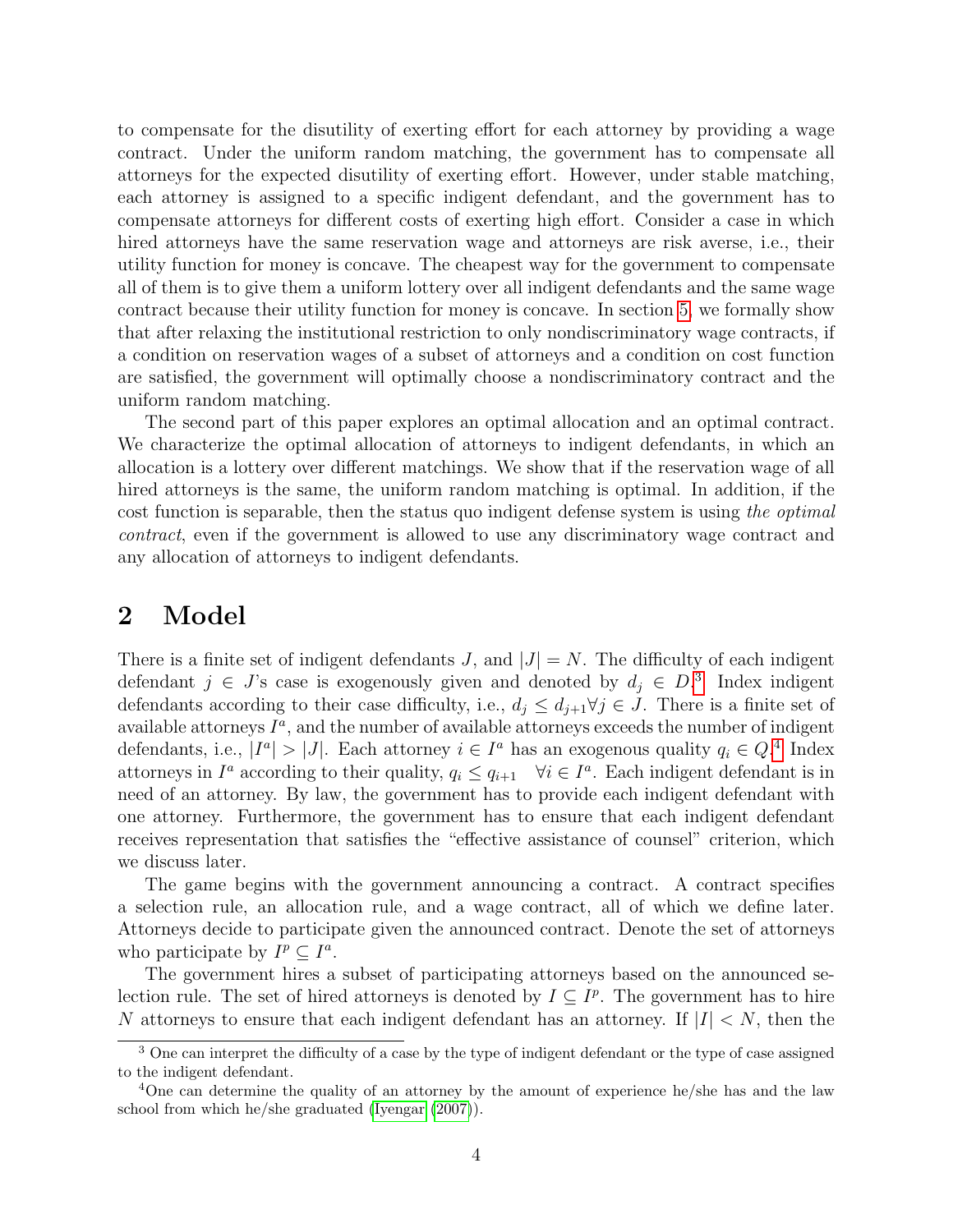to compensate for the disutility of exerting effort for each attorney by providing a wage contract. Under the uniform random matching, the government has to compensate all attorneys for the expected disutility of exerting effort. However, under stable matching, each attorney is assigned to a specific indigent defendant, and the government has to compensate attorneys for different costs of exerting high effort. Consider a case in which hired attorneys have the same reservation wage and attorneys are risk averse, i.e., their utility function for money is concave. The cheapest way for the government to compensate all of them is to give them a uniform lottery over all indigent defendants and the same wage contract because their utility function for money is concave. In section 5, we formally show that after relaxing the institutional restriction to only nondiscriminatory wage contracts, if a condition on reservation wages of a subset of attorneys and a condition on cost function are satisfied, the government will optimally choose a nondiscriminatory contract and the uniform random matching.

The second part of this paper explores an optimal allocation and an optimal contract. We characterize the optimal allocation of attorneys to indigent defendants, in which an allocation is a lottery over different matchings. We show that if the reservation wage of all hired attorneys is the same, the uniform random matching is optimal. In addition, if the cost function is separable, then the status quo indigent defense system is using *the optimal contract*, even if the government is allowed to use any discriminatory wage contract and any allocation of attorneys to indigent defendants.

## 2 Model

There is a finite set of indigent defendants $J$, and $|J| = N$. The difficulty of each indigent defendant $j \in J$'s case is exogenously given and denoted by $d_j \in D$.[3] Index indigent defendants according to their case difficulty, i.e., $d_j \leq d_{j+1} \forall j \in J$. There is a finite set of available attorneys $I^a$, and the number of available attorneys exceeds the number of indigent defendants, i.e., $|I^a| > |J|$. Each attorney $i \in I^a$ has an exogenous quality $q_i \in Q$.[4] Index attorneys in $I^a$ according to their quality, $q_i \leq q_{i+1} \quad \forall i \in I^a$. Each indigent defendant is in need of an attorney. By law, the government has to provide each indigent defendant with one attorney. Furthermore, the government has to ensure that each indigent defendant receives representation that satisfies the "effective assistance of counsel" criterion, which we discuss later.

The game begins with the government announcing a contract. A contract specifies a selection rule, an allocation rule, and a wage contract, all of which we define later. Attorneys decide to participate given the announced contract. Denote the set of attorneys who participate by $I^p \subseteq I^a$.

The government hires a subset of participating attorneys based on the announced selection rule. The set of hired attorneys is denoted by $I \subseteq I^p$. The government has to hire $N$ attorneys to ensure that each indigent defendant has an attorney. If $|I| < N$, then the

[3] One can interpret the difficulty of a case by the type of indigent defendant or the type of case assigned to the indigent defendant.

[4] One can determine the quality of an attorney by the amount of experience he/she has and the law school from which he/she graduated (Iyengar (2007)).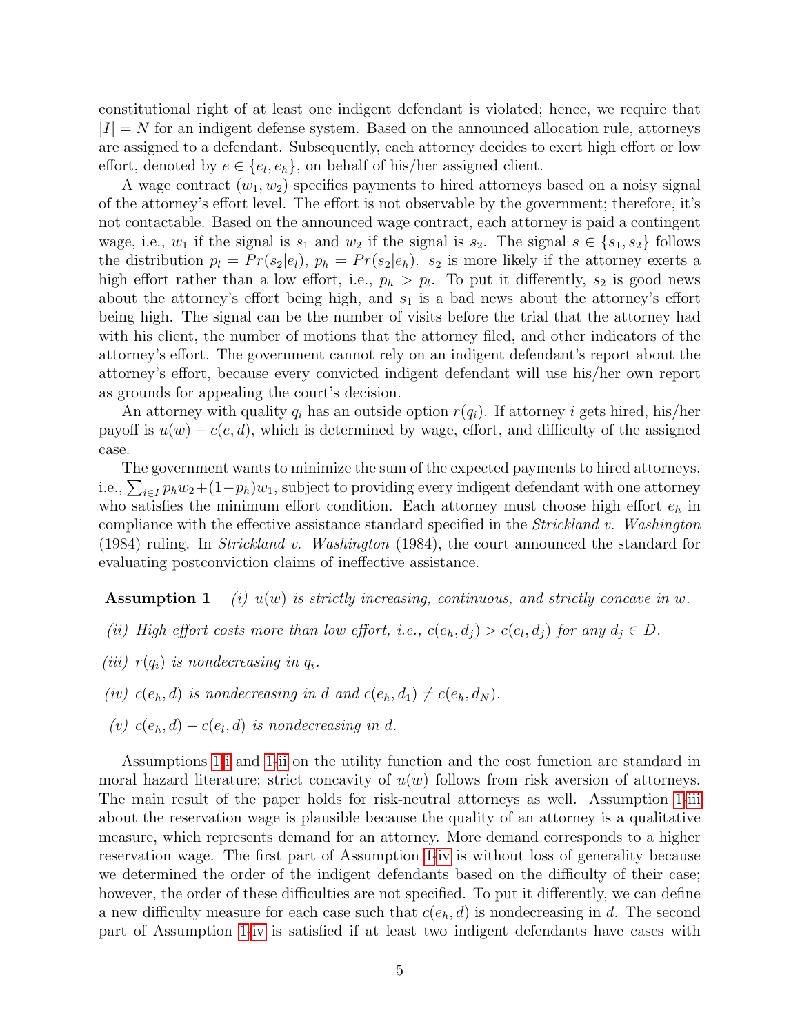constitutional right of at least one indigent defendant is violated; hence, we require that $|I| = N$ for an indigent defense system. Based on the announced allocation rule, attorneys are assigned to a defendant. Subsequently, each attorney decides to exert high effort or low effort, denoted by $e \in \{e_l, e_h\}$, on behalf of his/her assigned client.

A wage contract $(w_1, w_2)$ specifies payments to hired attorneys based on a noisy signal of the attorney's effort level. The effort is not observable by the government; therefore, it's not contactable. Based on the announced wage contract, each attorney is paid a contingent wage, i.e., $w_1$ if the signal is $s_1$ and $w_2$ if the signal is $s_2$. The signal $s \in \{s_1, s_2\}$ follows the distribution $p_l = Pr(s_2|e_l)$, $p_h = Pr(s_2|e_h)$. $s_2$ is more likely if the attorney exerts a high effort rather than a low effort, i.e., $p_h > p_l$. To put it differently, $s_2$ is good news about the attorney's effort being high, and $s_1$ is a bad news about the attorney's effort being high. The signal can be the number of visits before the trial that the attorney had with his client, the number of motions that the attorney filed, and other indicators of the attorney's effort. The government cannot rely on an indigent defendant's report about the attorney's effort, because every convicted indigent defendant will use his/her own report as grounds for appealing the court's decision.

An attorney with quality $q_i$ has an outside option $r(q_i)$. If attorney $i$ gets hired, his/her payoff is $u(w) - c(e, d)$, which is determined by wage, effort, and difficulty of the assigned case.

The government wants to minimize the sum of the expected payments to hired attorneys, i.e., $\sum_{i \in I} p_h w_2 + (1-p_h) w_1$, subject to providing every indigent defendant with one attorney who satisfies the minimum effort condition. Each attorney must choose high effort $e_h$ in compliance with the effective assistance standard specified in the *Strickland v. Washington* (1984) ruling. In *Strickland v. Washington* (1984), the court announced the standard for evaluating postconviction claims of ineffective assistance.

**Assumption 1** *(i) $u(w)$ is strictly increasing, continuous, and strictly concave in $w$.*

*(ii) High effort costs more than low effort, i.e., $c(e_h, d_j) > c(e_l, d_j)$ for any $d_j \in D$.*

*(iii) $r(q_i)$ is nondecreasing in $q_i$.*

*(iv) $c(e_h, d)$ is nondecreasing in $d$ and $c(e_h, d_1) \neq c(e_h, d_N)$.*

*(v) $c(e_h, d) - c(e_l, d)$ is nondecreasing in $d$.*

Assumptions 1-i and 1-ii on the utility function and the cost function are standard in moral hazard literature; strict concavity of $u(w)$ follows from risk aversion of attorneys. The main result of the paper holds for risk-neutral attorneys as well. Assumption 1-iii about the reservation wage is plausible because the quality of an attorney is a qualitative measure, which represents demand for an attorney. More demand corresponds to a higher reservation wage. The first part of Assumption 1-iv is without loss of generality because we determined the order of the indigent defendants based on the difficulty of their case; however, the order of these difficulties are not specified. To put it differently, we can define a new difficulty measure for each case such that $c(e_h, d)$ is nondecreasing in $d$. The second part of Assumption 1-iv is satisfied if at least two indigent defendants have cases with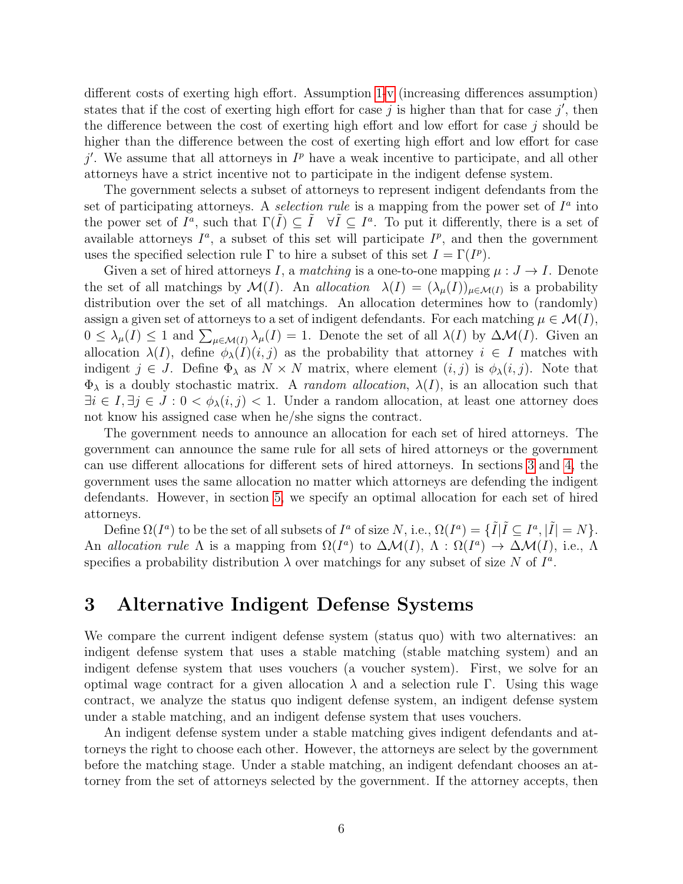different costs of exerting high effort. Assumption 1-v (increasing differences assumption) states that if the cost of exerting high effort for case $j$ is higher than that for case $j'$, then the difference between the cost of exerting high effort and low effort for case $j$ should be higher than the difference between the cost of exerting high effort and low effort for case $j'$. We assume that all attorneys in $I^p$ have a weak incentive to participate, and all other attorneys have a strict incentive not to participate in the indigent defense system.

The government selects a subset of attorneys to represent indigent defendants from the set of participating attorneys. A *selection rule* is a mapping from the power set of $I^a$ into the power set of $I^a$, such that $\Gamma(\tilde{I}) \subseteq \tilde{I} \quad \forall \tilde{I} \subseteq I^a$. To put it differently, there is a set of available attorneys $I^a$, a subset of this set will participate $I^p$, and then the government uses the specified selection rule $\Gamma$ to hire a subset of this set $I = \Gamma(I^p)$.

Given a set of hired attorneys $I$, a *matching* is a one-to-one mapping $\mu : J \to I$. Denote the set of all matchings by $\mathcal{M}(I)$. An *allocation* $\lambda(I) = (\lambda_\mu(I))_{\mu \in \mathcal{M}(I)}$ is a probability distribution over the set of all matchings. An allocation determines how to (randomly) assign a given set of attorneys to a set of indigent defendants. For each matching $\mu \in \mathcal{M}(I)$, $0 \leq \lambda_\mu(I) \leq 1$ and $\sum_{\mu \in \mathcal{M}(I)} \lambda_\mu(I) = 1$. Denote the set of all $\lambda(I)$ by $\Delta\mathcal{M}(I)$. Given an allocation $\lambda(I)$, define $\phi_\lambda(I)(i,j)$ as the probability that attorney $i \in I$ matches with indigent $j \in J$. Define $\Phi_\lambda$ as $N \times N$ matrix, where element $(i,j)$ is $\phi_\lambda(i,j)$. Note that $\Phi_\lambda$ is a doubly stochastic matrix. A *random allocation*, $\lambda(I)$, is an allocation such that $\exists i \in I, \exists j \in J : 0 < \phi_\lambda(i,j) < 1$. Under a random allocation, at least one attorney does not know his assigned case when he/she signs the contract.

The government needs to announce an allocation for each set of hired attorneys. The government can announce the same rule for all sets of hired attorneys or the government can use different allocations for different sets of hired attorneys. In sections 3 and 4, the government uses the same allocation no matter which attorneys are defending the indigent defendants. However, in section 5, we specify an optimal allocation for each set of hired attorneys.

Define $\Omega(I^a)$ to be the set of all subsets of $I^a$ of size $N$, i.e., $\Omega(I^a) = \{\tilde{I} | \tilde{I} \subseteq I^a, |\tilde{I}| = N\}$. An *allocation rule* $\Lambda$ is a mapping from $\Omega(I^a)$ to $\Delta\mathcal{M}(I)$, $\Lambda : \Omega(I^a) \to \Delta\mathcal{M}(I)$, i.e., $\Lambda$ specifies a probability distribution $\lambda$ over matchings for any subset of size $N$ of $I^a$.

## 3 Alternative Indigent Defense Systems

We compare the current indigent defense system (status quo) with two alternatives: an indigent defense system that uses a stable matching (stable matching system) and an indigent defense system that uses vouchers (a voucher system). First, we solve for an optimal wage contract for a given allocation $\lambda$ and a selection rule $\Gamma$. Using this wage contract, we analyze the status quo indigent defense system, an indigent defense system under a stable matching, and an indigent defense system that uses vouchers.

An indigent defense system under a stable matching gives indigent defendants and attorneys the right to choose each other. However, the attorneys are select by the government before the matching stage. Under a stable matching, an indigent defendant chooses an attorney from the set of attorneys selected by the government. If the attorney accepts, then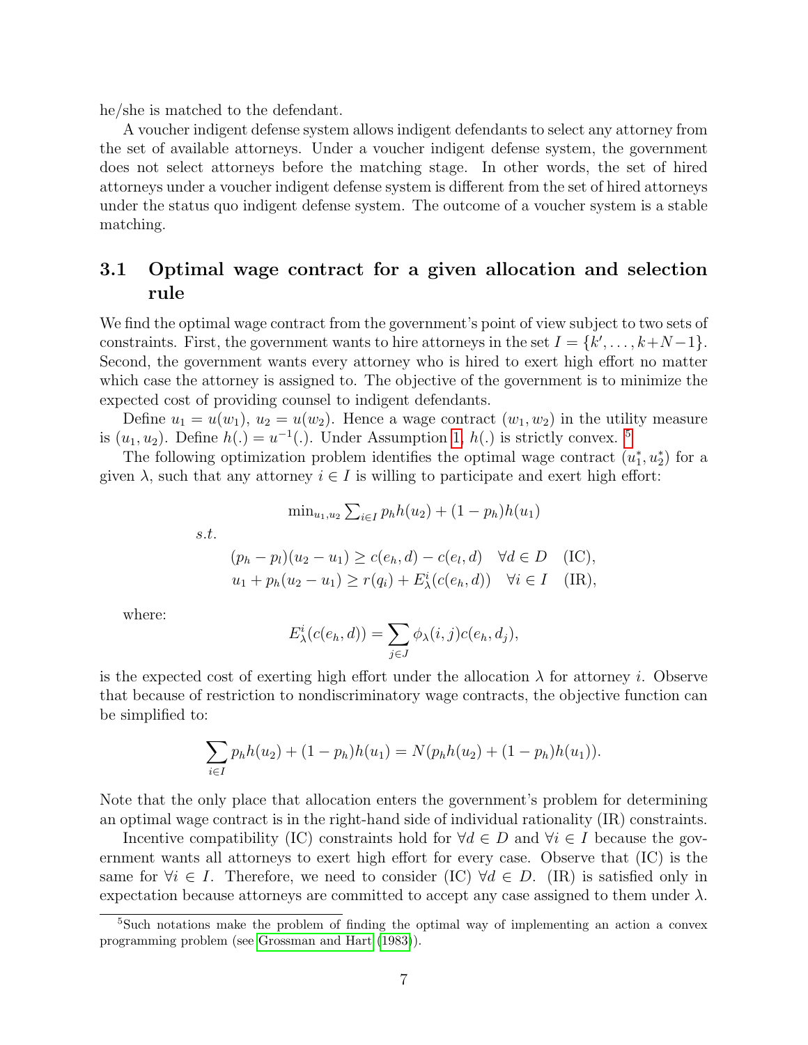he/she is matched to the defendant.

A voucher indigent defense system allows indigent defendants to select any attorney from the set of available attorneys. Under a voucher indigent defense system, the government does not select attorneys before the matching stage. In other words, the set of hired attorneys under a voucher indigent defense system is different from the set of hired attorneys under the status quo indigent defense system. The outcome of a voucher system is a stable matching.

### 3.1 Optimal wage contract for a given allocation and selection rule

We find the optimal wage contract from the government's point of view subject to two sets of constraints. First, the government wants to hire attorneys in the set $I = \{k', \ldots, k+N-1\}$. Second, the government wants every attorney who is hired to exert high effort no matter which case the attorney is assigned to. The objective of the government is to minimize the expected cost of providing counsel to indigent defendants.

Define $u_1 = u(w_1)$, $u_2 = u(w_2)$. Hence a wage contract $(w_1, w_2)$ in the utility measure is $(u_1, u_2)$. Define $h(.) = u^{-1}(.)$. Under Assumption 1, $h(.)$ is strictly convex. [5]

The following optimization problem identifies the optimal wage contract $(u_1^*, u_2^*)$ for a given $\lambda$, such that any attorney $i \in I$ is willing to participate and exert high effort:

$$\min_{u_1,u_2} \sum_{i \in I} p_h h(u_2) + (1-p_h)h(u_1)$$

*s.t.*

$$(p_h - p_l)(u_2 - u_1) \geq c(e_h, d) - c(e_l, d) \quad \forall d \in D \quad \text{(IC)},$$

$$u_1 + p_h(u_2 - u_1) \geq r(q_i) + E^i_\lambda(c(e_h, d)) \quad \forall i \in I \quad \text{(IR)},$$

where:

$$E^i_\lambda(c(e_h, d)) = \sum_{j \in J} \phi_\lambda(i, j) c(e_h, d_j),$$

is the expected cost of exerting high effort under the allocation $\lambda$ for attorney $i$. Observe that because of restriction to nondiscriminatory wage contracts, the objective function can be simplified to:

$$\sum_{i \in I} p_h h(u_2) + (1-p_h)h(u_1) = N(p_h h(u_2) + (1-p_h)h(u_1)).$$

Note that the only place that allocation enters the government's problem for determining an optimal wage contract is in the right-hand side of individual rationality (IR) constraints.

Incentive compatibility (IC) constraints hold for $\forall d \in D$ and $\forall i \in I$ because the government wants all attorneys to exert high effort for every case. Observe that (IC) is the same for $\forall i \in I$. Therefore, we need to consider (IC) $\forall d \in D$. (IR) is satisfied only in expectation because attorneys are committed to accept any case assigned to them under $\lambda$.

[5] Such notations make the problem of finding the optimal way of implementing an action a convex programming problem (see Grossman and Hart (1983)).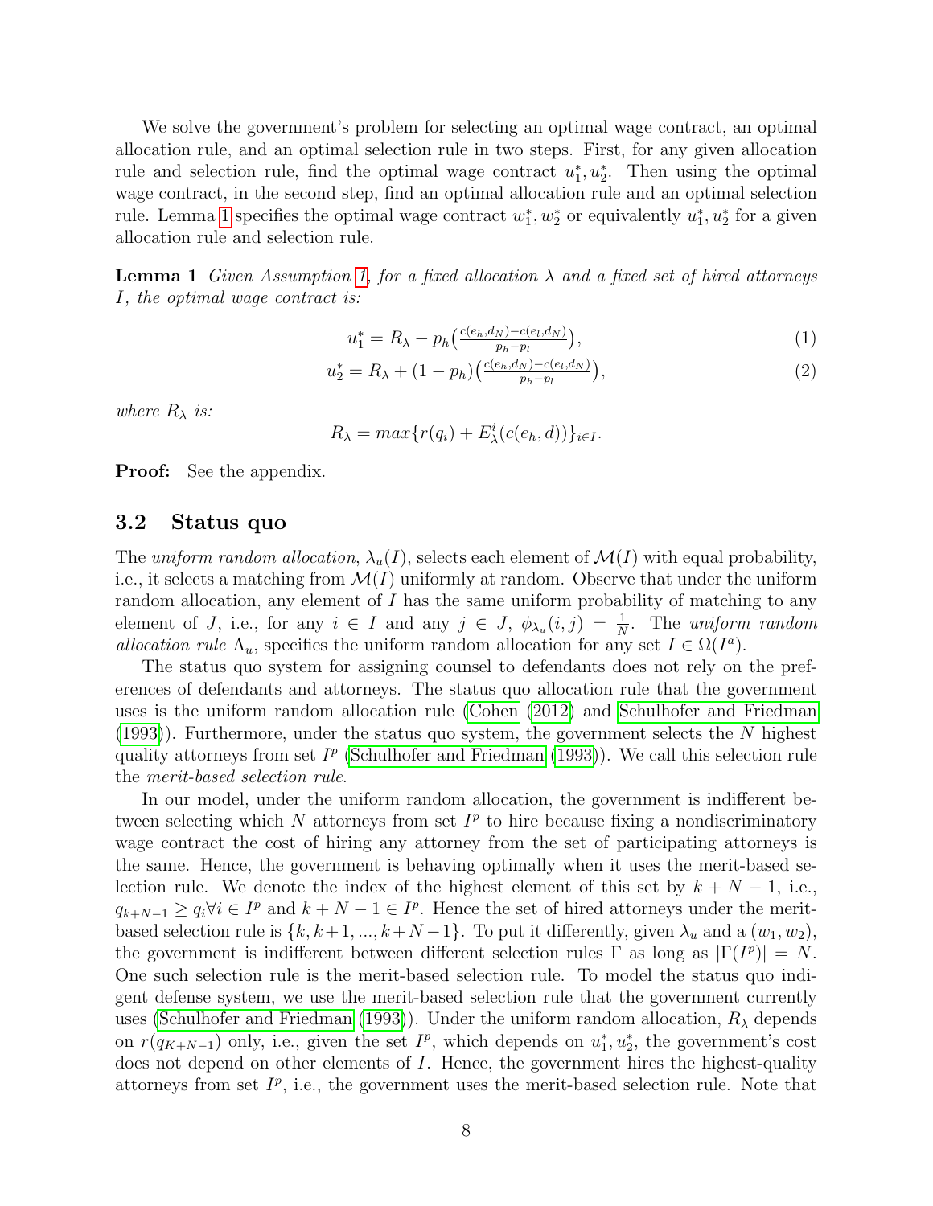We solve the government's problem for selecting an optimal wage contract, an optimal allocation rule, and an optimal selection rule in two steps. First, for any given allocation rule and selection rule, find the optimal wage contract $u_1^*, u_2^*$. Then using the optimal wage contract, in the second step, find an optimal allocation rule and an optimal selection rule. Lemma 1 specifies the optimal wage contract $w_1^*, w_2^*$ or equivalently $u_1^*, u_2^*$ for a given allocation rule and selection rule.

**Lemma 1** *Given Assumption 1, for a fixed allocation $\lambda$ and a fixed set of hired attorneys $I$, the optimal wage contract is:*

$$u_1^* = R_\lambda - p_h\left(\tfrac{c(e_h, d_N) - c(e_l, d_N)}{p_h - p_l}\right), \tag{1}$$

$$u_2^* = R_\lambda + (1 - p_h)\left(\tfrac{c(e_h, d_N) - c(e_l, d_N)}{p_h - p_l}\right), \tag{2}$$

*where $R_\lambda$ is:*

$$R_\lambda = max\{r(q_i) + E^i_\lambda(c(e_h, d))\}_{i \in I}.$$

**Proof:** See the appendix.

## 3.2 Status quo

The *uniform random allocation*, $\lambda_u(I)$, selects each element of $\mathcal{M}(I)$ with equal probability, i.e., it selects a matching from $\mathcal{M}(I)$ uniformly at random. Observe that under the uniform random allocation, any element of $I$ has the same uniform probability of matching to any element of $J$, i.e., for any $i \in I$ and any $j \in J$, $\phi_{\lambda_u}(i, j) = \frac{1}{N}$. The *uniform random allocation rule* $\Lambda_u$, specifies the uniform random allocation for any set $I \in \Omega(I^a)$.

The status quo system for assigning counsel to defendants does not rely on the preferences of defendants and attorneys. The status quo allocation rule that the government uses is the uniform random allocation rule (Cohen (2012) and Schulhofer and Friedman (1993)). Furthermore, under the status quo system, the government selects the $N$ highest quality attorneys from set $I^p$ (Schulhofer and Friedman (1993)). We call this selection rule the *merit-based selection rule*.

In our model, under the uniform random allocation, the government is indifferent between selecting which $N$ attorneys from set $I^p$ to hire because fixing a nondiscriminatory wage contract the cost of hiring any attorney from the set of participating attorneys is the same. Hence, the government is behaving optimally when it uses the merit-based selection rule. We denote the index of the highest element of this set by $k + N - 1$, i.e., $q_{k+N-1} \geq q_i \forall i \in I^p$ and $k + N - 1 \in I^p$. Hence the set of hired attorneys under the merit-based selection rule is $\{k, k+1, ..., k+N-1\}$. To put it differently, given $\lambda_u$ and a $(w_1, w_2)$, the government is indifferent between different selection rules $\Gamma$ as long as $|\Gamma(I^p)| = N$. One such selection rule is the merit-based selection rule. To model the status quo indigent defense system, we use the merit-based selection rule that the government currently uses (Schulhofer and Friedman (1993)). Under the uniform random allocation, $R_\lambda$ depends on $r(q_{K+N-1})$ only, i.e., given the set $I^p$, which depends on $u_1^*, u_2^*$, the government's cost does not depend on other elements of $I$. Hence, the government hires the highest-quality attorneys from set $I^p$, i.e., the government uses the merit-based selection rule. Note that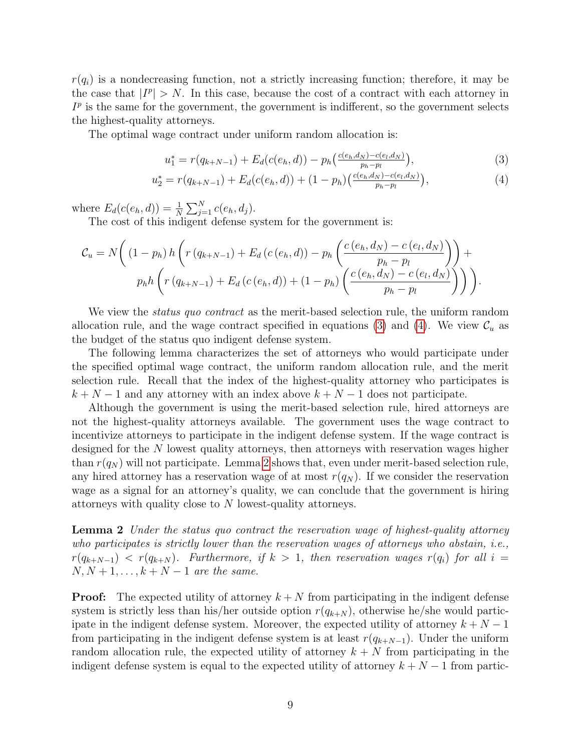$r(q_i)$ is a nondecreasing function, not a strictly increasing function; therefore, it may be the case that $|I^p| > N$. In this case, because the cost of a contract with each attorney in $I^p$ is the same for the government, the government is indifferent, so the government selects the highest-quality attorneys.

The optimal wage contract under uniform random allocation is:

$$u_1^* = r(q_{k+N-1}) + E_d(c(e_h, d)) - p_h\left(\frac{c(e_h, d_N) - c(e_l, d_N)}{p_h - p_l}\right), \tag{3}$$

$$u_2^* = r(q_{k+N-1}) + E_d(c(e_h, d)) + (1 - p_h)\left(\frac{c(e_h, d_N) - c(e_l, d_N)}{p_h - p_l}\right), \tag{4}$$

where $E_d(c(e_h, d)) = \frac{1}{N}\sum_{j=1}^{N} c(e_h, d_j)$.

The cost of this indigent defense system for the government is:

$$\mathcal{C}_u = N\Bigg( (1-p_h)\, h\left(r\left(q_{k+N-1}\right) + E_d\left(c\left(e_h, d\right)\right) - p_h\left(\frac{c\left(e_h, d_N\right) - c\left(e_l, d_N\right)}{p_h - p_l}\right)\right) + p_h h\left(r\left(q_{k+N-1}\right) + E_d\left(c\left(e_h, d\right)\right) + (1-p_h)\left(\frac{c\left(e_h, d_N\right) - c\left(e_l, d_N\right)}{p_h - p_l}\right)\right)\Bigg).$$

We view the *status quo contract* as the merit-based selection rule, the uniform random allocation rule, and the wage contract specified in equations (3) and (4). We view $\mathcal{C}_u$ as the budget of the status quo indigent defense system.

The following lemma characterizes the set of attorneys who would participate under the specified optimal wage contract, the uniform random allocation rule, and the merit selection rule. Recall that the index of the highest-quality attorney who participates is $k + N - 1$ and any attorney with an index above $k + N - 1$ does not participate.

Although the government is using the merit-based selection rule, hired attorneys are not the highest-quality attorneys available. The government uses the wage contract to incentivize attorneys to participate in the indigent defense system. If the wage contract is designed for the $N$ lowest quality attorneys, then attorneys with reservation wages higher than $r(q_N)$ will not participate. Lemma 2 shows that, even under merit-based selection rule, any hired attorney has a reservation wage of at most $r(q_N)$. If we consider the reservation wage as a signal for an attorney's quality, we can conclude that the government is hiring attorneys with quality close to $N$ lowest-quality attorneys.

**Lemma 2** *Under the status quo contract the reservation wage of highest-quality attorney who participates is strictly lower than the reservation wages of attorneys who abstain, i.e., $r(q_{k+N-1}) < r(q_{k+N})$. Furthermore, if $k > 1$, then reservation wages $r(q_i)$ for all $i = N, N+1, \ldots, k+N-1$ are the same.*

**Proof:** The expected utility of attorney $k + N$ from participating in the indigent defense system is strictly less than his/her outside option $r(q_{k+N})$, otherwise he/she would participate in the indigent defense system. Moreover, the expected utility of attorney $k + N - 1$ from participating in the indigent defense system is at least $r(q_{k+N-1})$. Under the uniform random allocation rule, the expected utility of attorney $k + N$ from participating in the indigent defense system is equal to the expected utility of attorney $k + N - 1$ from partic-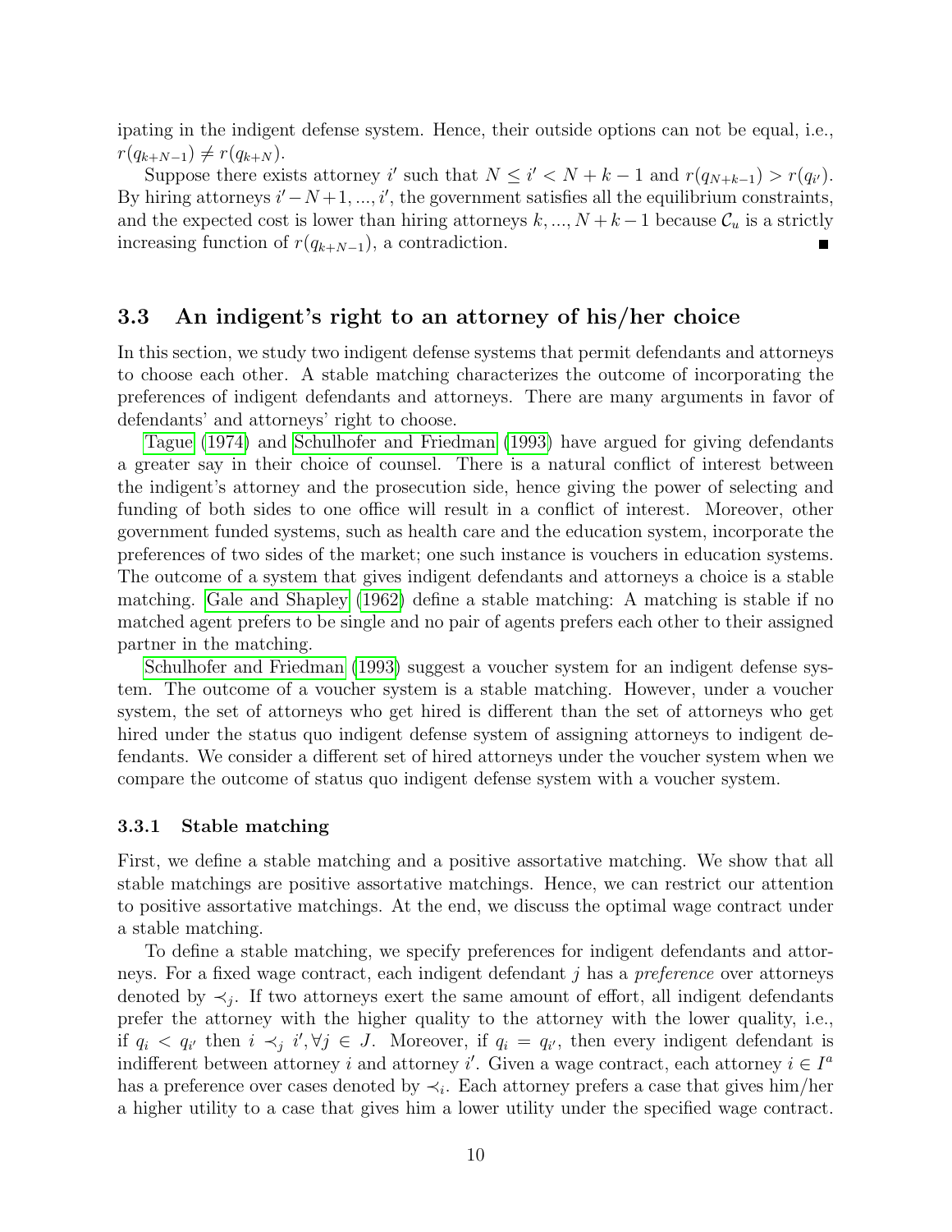ipating in the indigent defense system. Hence, their outside options can not be equal, i.e., $r(q_{k+N-1}) \neq r(q_{k+N})$.

Suppose there exists attorney $i'$ such that $N \leq i' < N+k-1$ and $r(q_{N+k-1}) > r(q_{i'})$. By hiring attorneys $i'-N+1, ..., i'$, the government satisfies all the equilibrium constraints, and the expected cost is lower than hiring attorneys $k, ..., N+k-1$ because $\mathcal{C}_u$ is a strictly increasing function of $r(q_{k+N-1})$, a contradiction. ∎

## 3.3 An indigent's right to an attorney of his/her choice

In this section, we study two indigent defense systems that permit defendants and attorneys to choose each other. A stable matching characterizes the outcome of incorporating the preferences of indigent defendants and attorneys. There are many arguments in favor of defendants' and attorneys' right to choose.

Tague (1974) and Schulhofer and Friedman (1993) have argued for giving defendants a greater say in their choice of counsel. There is a natural conflict of interest between the indigent's attorney and the prosecution side, hence giving the power of selecting and funding of both sides to one office will result in a conflict of interest. Moreover, other government funded systems, such as health care and the education system, incorporate the preferences of two sides of the market; one such instance is vouchers in education systems. The outcome of a system that gives indigent defendants and attorneys a choice is a stable matching. Gale and Shapley (1962) define a stable matching: A matching is stable if no matched agent prefers to be single and no pair of agents prefers each other to their assigned partner in the matching.

Schulhofer and Friedman (1993) suggest a voucher system for an indigent defense system. The outcome of a voucher system is a stable matching. However, under a voucher system, the set of attorneys who get hired is different than the set of attorneys who get hired under the status quo indigent defense system of assigning attorneys to indigent defendants. We consider a different set of hired attorneys under the voucher system when we compare the outcome of status quo indigent defense system with a voucher system.

### 3.3.1 Stable matching

First, we define a stable matching and a positive assortative matching. We show that all stable matchings are positive assortative matchings. Hence, we can restrict our attention to positive assortative matchings. At the end, we discuss the optimal wage contract under a stable matching.

To define a stable matching, we specify preferences for indigent defendants and attorneys. For a fixed wage contract, each indigent defendant $j$ has a *preference* over attorneys denoted by $\prec_j$. If two attorneys exert the same amount of effort, all indigent defendants prefer the attorney with the higher quality to the attorney with the lower quality, i.e., if $q_i < q_{i'}$ then $i \prec_j i', \forall j \in J$. Moreover, if $q_i = q_{i'}$, then every indigent defendant is indifferent between attorney $i$ and attorney $i'$. Given a wage contract, each attorney $i \in I^a$ has a preference over cases denoted by $\prec_i$. Each attorney prefers a case that gives him/her a higher utility to a case that gives him a lower utility under the specified wage contract.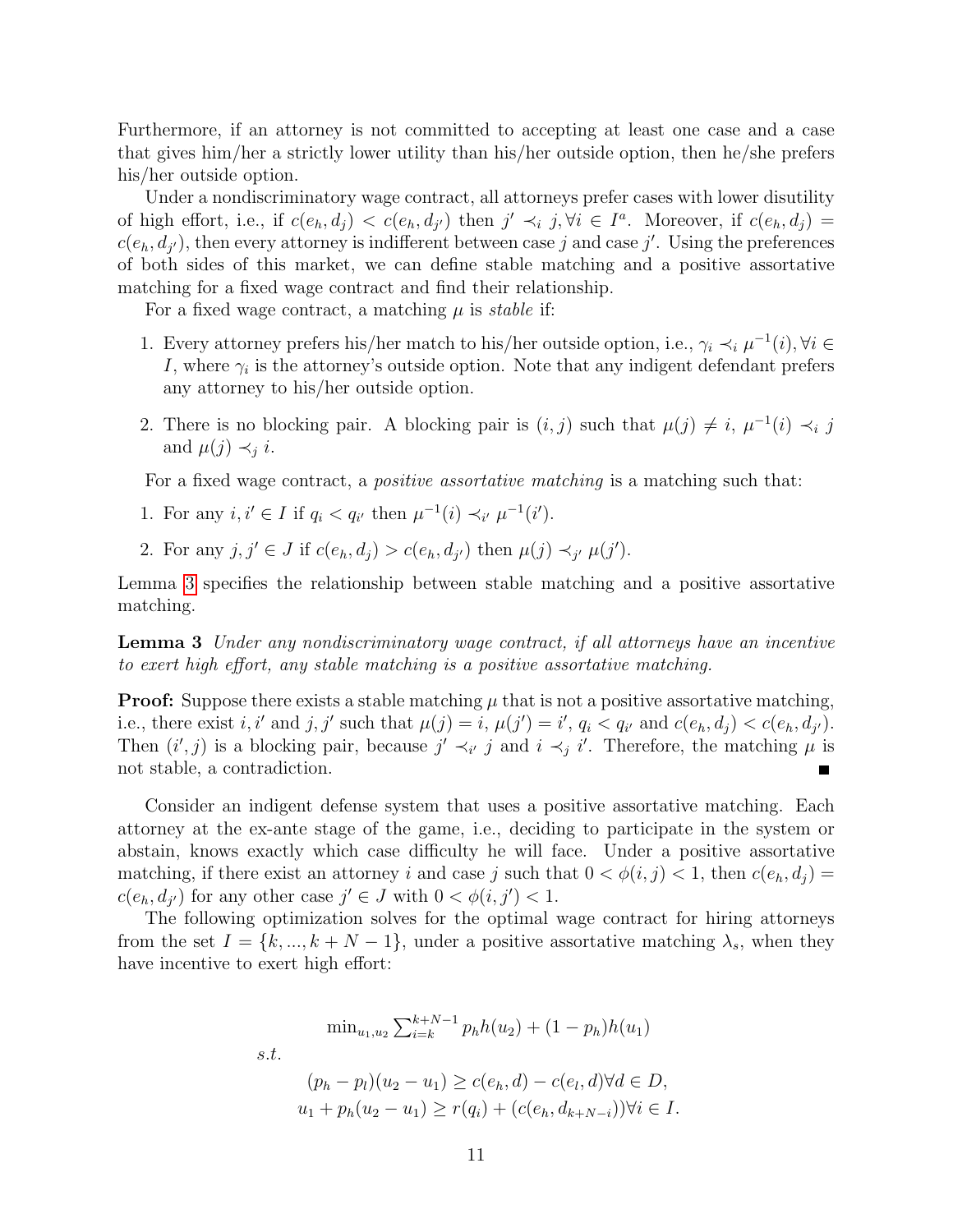Furthermore, if an attorney is not committed to accepting at least one case and a case that gives him/her a strictly lower utility than his/her outside option, then he/she prefers his/her outside option.

Under a nondiscriminatory wage contract, all attorneys prefer cases with lower disutility of high effort, i.e., if $c(e_h, d_j) < c(e_h, d_{j'})$ then $j' \prec_i j, \forall i \in I^a$. Moreover, if $c(e_h, d_j) = c(e_h, d_{j'})$, then every attorney is indifferent between case $j$ and case $j'$. Using the preferences of both sides of this market, we can define stable matching and a positive assortative matching for a fixed wage contract and find their relationship.

For a fixed wage contract, a matching $\mu$ is *stable* if:

1. Every attorney prefers his/her match to his/her outside option, i.e., $\gamma_i \prec_i \mu^{-1}(i), \forall i \in I$, where $\gamma_i$ is the attorney's outside option. Note that any indigent defendant prefers any attorney to his/her outside option.
2. There is no blocking pair. A blocking pair is $(i, j)$ such that $\mu(j) \neq i$, $\mu^{-1}(i) \prec_i j$ and $\mu(j) \prec_j i$.

For a fixed wage contract, a *positive assortative matching* is a matching such that:

1. For any $i, i' \in I$ if $q_i < q_{i'}$ then $\mu^{-1}(i) \prec_{i'} \mu^{-1}(i')$.
2. For any $j, j' \in J$ if $c(e_h, d_j) > c(e_h, d_{j'})$ then $\mu(j) \prec_{j'} \mu(j')$.

Lemma 3 specifies the relationship between stable matching and a positive assortative matching.

**Lemma 3** *Under any nondiscriminatory wage contract, if all attorneys have an incentive to exert high effort, any stable matching is a positive assortative matching.*

**Proof:** Suppose there exists a stable matching $\mu$ that is not a positive assortative matching, i.e., there exist $i, i'$ and $j, j'$ such that $\mu(j) = i$, $\mu(j') = i'$, $q_i < q_{i'}$ and $c(e_h, d_j) < c(e_h, d_{j'})$. Then $(i', j)$ is a blocking pair, because $j' \prec_{i'} j$ and $i \prec_j i'$. Therefore, the matching $\mu$ is not stable, a contradiction. ■

Consider an indigent defense system that uses a positive assortative matching. Each attorney at the ex-ante stage of the game, i.e., deciding to participate in the system or abstain, knows exactly which case difficulty he will face. Under a positive assortative matching, if there exist an attorney $i$ and case $j$ such that $0 < \phi(i, j) < 1$, then $c(e_h, d_j) = c(e_h, d_{j'})$ for any other case $j' \in J$ with $0 < \phi(i, j') < 1$.

The following optimization solves for the optimal wage contract for hiring attorneys from the set $I = \{k, ..., k + N - 1\}$, under a positive assortative matching $\lambda_s$, when they have incentive to exert high effort:

$$\min_{u_1, u_2} \sum_{i=k}^{k+N-1} p_h h(u_2) + (1 - p_h) h(u_1)$$

$$s.t.$$

$$(p_h - p_l)(u_2 - u_1) \geq c(e_h, d) - c(e_l, d) \forall d \in D,$$

$$u_1 + p_h(u_2 - u_1) \geq r(q_i) + (c(e_h, d_{k+N-i})) \forall i \in I.$$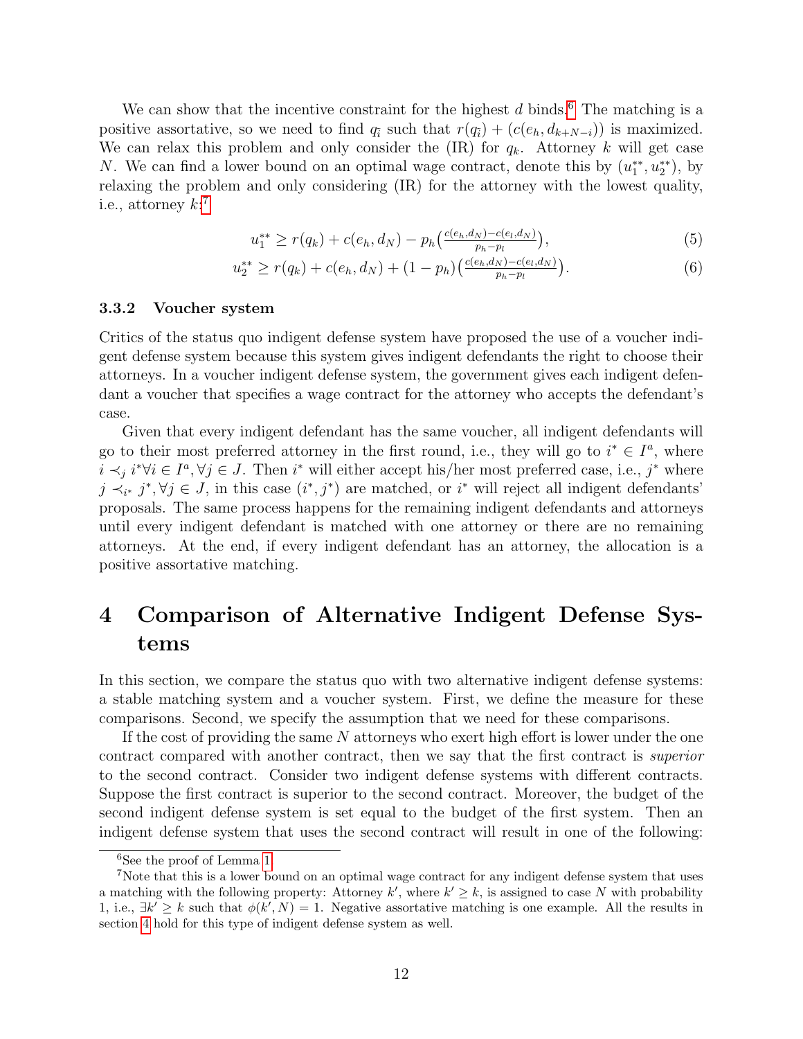We can show that the incentive constraint for the highest $d$ binds.[6] The matching is a positive assortative, so we need to find $q_{\tilde{i}}$ such that $r(q_{\tilde{i}}) + (c(e_h, d_{k+N-i}))$ is maximized. We can relax this problem and only consider the (IR) for $q_k$. Attorney $k$ will get case $N$. We can find a lower bound on an optimal wage contract, denote this by $(u_1^{**}, u_2^{**})$, by relaxing the problem and only considering (IR) for the attorney with the lowest quality, i.e., attorney $k$:[7]

$$u_1^{**} \geq r(q_k) + c(e_h, d_N) - p_h\big(\tfrac{c(e_h,d_N)-c(e_l,d_N)}{p_h-p_l}\big), \tag{5}$$

$$u_2^{**} \geq r(q_k) + c(e_h, d_N) + (1-p_h)\big(\tfrac{c(e_h,d_N)-c(e_l,d_N)}{p_h-p_l}\big). \tag{6}$$

### 3.3.2 Voucher system

Critics of the status quo indigent defense system have proposed the use of a voucher indigent defense system because this system gives indigent defendants the right to choose their attorneys. In a voucher indigent defense system, the government gives each indigent defendant a voucher that specifies a wage contract for the attorney who accepts the defendant's case.

Given that every indigent defendant has the same voucher, all indigent defendants will go to their most preferred attorney in the first round, i.e., they will go to $i^* \in I^a$, where $i \prec_j i^* \forall i \in I^a, \forall j \in J$. Then $i^*$ will either accept his/her most preferred case, i.e., $j^*$ where $j \prec_{i^*} j^*, \forall j \in J$, in this case $(i^*, j^*)$ are matched, or $i^*$ will reject all indigent defendants' proposals. The same process happens for the remaining indigent defendants and attorneys until every indigent defendant is matched with one attorney or there are no remaining attorneys. At the end, if every indigent defendant has an attorney, the allocation is a positive assortative matching.

# 4 Comparison of Alternative Indigent Defense Systems

In this section, we compare the status quo with two alternative indigent defense systems: a stable matching system and a voucher system. First, we define the measure for these comparisons. Second, we specify the assumption that we need for these comparisons.

If the cost of providing the same $N$ attorneys who exert high effort is lower under the one contract compared with another contract, then we say that the first contract is *superior* to the second contract. Consider two indigent defense systems with different contracts. Suppose the first contract is superior to the second contract. Moreover, the budget of the second indigent defense system is set equal to the budget of the first system. Then an indigent defense system that uses the second contract will result in one of the following:

[6] See the proof of Lemma 1.

[7] Note that this is a lower bound on an optimal wage contract for any indigent defense system that uses a matching with the following property: Attorney $k'$, where $k' \geq k$, is assigned to case $N$ with probability 1, i.e., $\exists k' \geq k$ such that $\phi(k', N) = 1$. Negative assortative matching is one example. All the results in section 4 hold for this type of indigent defense system as well.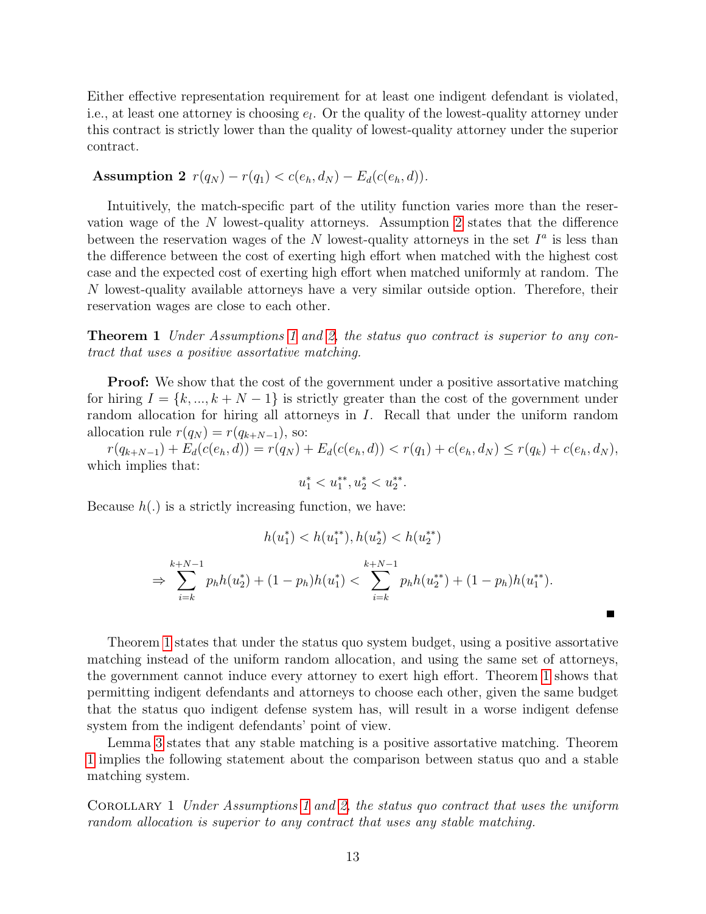Either effective representation requirement for at least one indigent defendant is violated, i.e., at least one attorney is choosing $e_l$. Or the quality of the lowest-quality attorney under this contract is strictly lower than the quality of lowest-quality attorney under the superior contract.

**Assumption 2** $r(q_N) - r(q_1) < c(e_h, d_N) - E_d(c(e_h, d))$.

Intuitively, the match-specific part of the utility function varies more than the reservation wage of the $N$ lowest-quality attorneys. Assumption 2 states that the difference between the reservation wages of the $N$ lowest-quality attorneys in the set $I^a$ is less than the difference between the cost of exerting high effort when matched with the highest cost case and the expected cost of exerting high effort when matched uniformly at random. The $N$ lowest-quality available attorneys have a very similar outside option. Therefore, their reservation wages are close to each other.

**Theorem 1** *Under Assumptions 1 and 2, the status quo contract is superior to any contract that uses a positive assortative matching.*

**Proof:** We show that the cost of the government under a positive assortative matching for hiring $I = \{k, ..., k+N-1\}$ is strictly greater than the cost of the government under random allocation for hiring all attorneys in $I$. Recall that under the uniform random allocation rule $r(q_N) = r(q_{k+N-1})$, so:

$r(q_{k+N-1}) + E_d(c(e_h, d)) = r(q_N) + E_d(c(e_h, d)) < r(q_1) + c(e_h, d_N) \leq r(q_k) + c(e_h, d_N)$, which implies that:

$$u_1^* < u_1^{**}, u_2^* < u_2^{**}.$$

Because $h(.)$ is a strictly increasing function, we have:

$$h(u_1^*) < h(u_1^{**}), h(u_2^*) < h(u_2^{**})$$

$$\Rightarrow \sum_{i=k}^{k+N-1} p_h h(u_2^*) + (1-p_h) h(u_1^*) < \sum_{i=k}^{k+N-1} p_h h(u_2^{**}) + (1-p_h) h(u_1^{**}).$$

■

Theorem 1 states that under the status quo system budget, using a positive assortative matching instead of the uniform random allocation, and using the same set of attorneys, the government cannot induce every attorney to exert high effort. Theorem 1 shows that permitting indigent defendants and attorneys to choose each other, given the same budget that the status quo indigent defense system has, will result in a worse indigent defense system from the indigent defendants' point of view.

Lemma 3 states that any stable matching is a positive assortative matching. Theorem 1 implies the following statement about the comparison between status quo and a stable matching system.

Corollary 1 *Under Assumptions 1 and 2, the status quo contract that uses the uniform random allocation is superior to any contract that uses any stable matching.*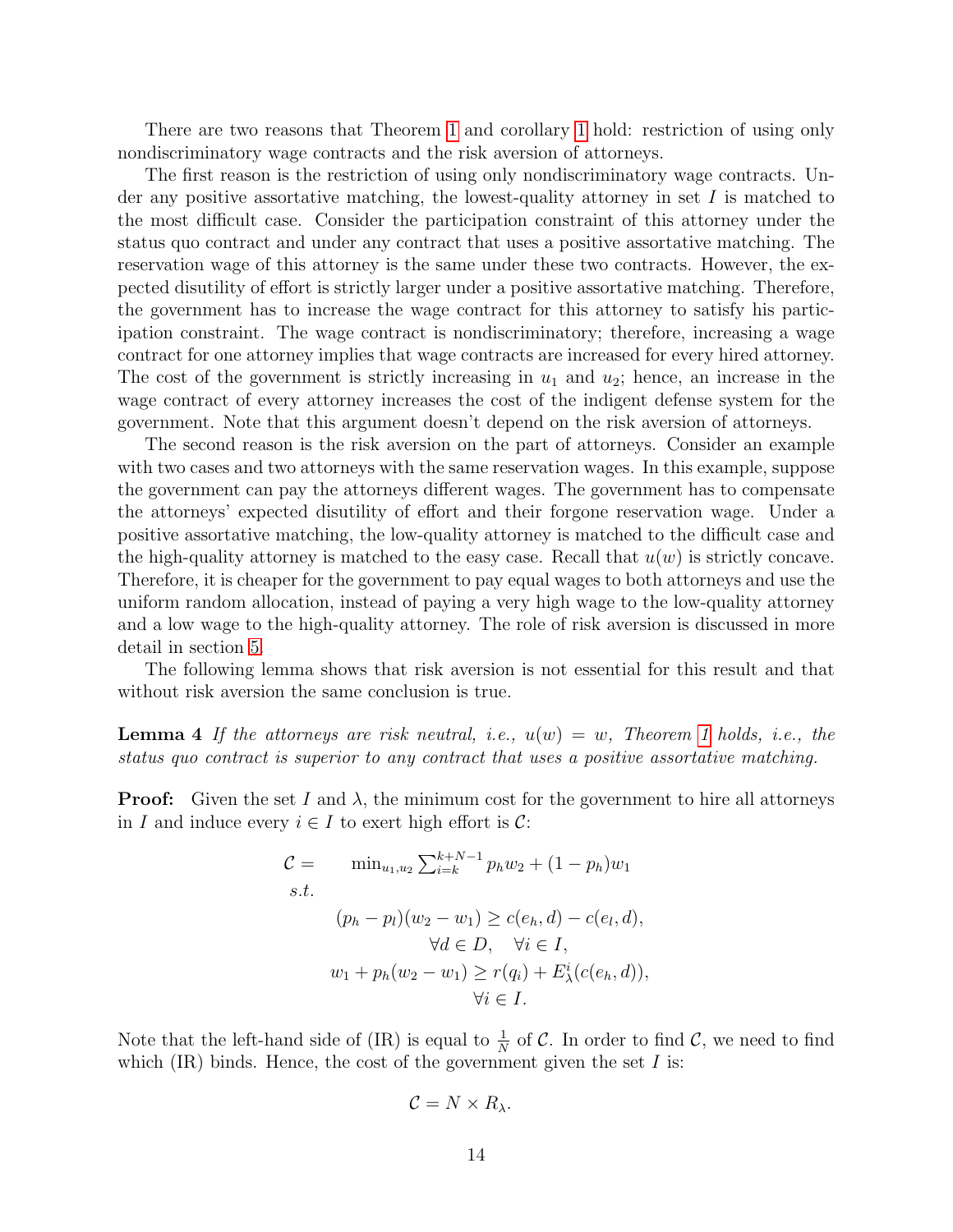There are two reasons that Theorem 1 and corollary 1 hold: restriction of using only nondiscriminatory wage contracts and the risk aversion of attorneys.

The first reason is the restriction of using only nondiscriminatory wage contracts. Under any positive assortative matching, the lowest-quality attorney in set $I$ is matched to the most difficult case. Consider the participation constraint of this attorney under the status quo contract and under any contract that uses a positive assortative matching. The reservation wage of this attorney is the same under these two contracts. However, the expected disutility of effort is strictly larger under a positive assortative matching. Therefore, the government has to increase the wage contract for this attorney to satisfy his participation constraint. The wage contract is nondiscriminatory; therefore, increasing a wage contract for one attorney implies that wage contracts are increased for every hired attorney. The cost of the government is strictly increasing in $u_1$ and $u_2$; hence, an increase in the wage contract of every attorney increases the cost of the indigent defense system for the government. Note that this argument doesn't depend on the risk aversion of attorneys.

The second reason is the risk aversion on the part of attorneys. Consider an example with two cases and two attorneys with the same reservation wages. In this example, suppose the government can pay the attorneys different wages. The government has to compensate the attorneys' expected disutility of effort and their forgone reservation wage. Under a positive assortative matching, the low-quality attorney is matched to the difficult case and the high-quality attorney is matched to the easy case. Recall that $u(w)$ is strictly concave. Therefore, it is cheaper for the government to pay equal wages to both attorneys and use the uniform random allocation, instead of paying a very high wage to the low-quality attorney and a low wage to the high-quality attorney. The role of risk aversion is discussed in more detail in section 5.

The following lemma shows that risk aversion is not essential for this result and that without risk aversion the same conclusion is true.

**Lemma 4** *If the attorneys are risk neutral, i.e., $u(w) = w$, Theorem 1 holds, i.e., the status quo contract is superior to any contract that uses a positive assortative matching.*

**Proof:** Given the set $I$ and $\lambda$, the minimum cost for the government to hire all attorneys in $I$ and induce every $i \in I$ to exert high effort is $\mathcal{C}$:

$$
\begin{aligned}
\mathcal{C} = \quad & \min_{u_1,u_2} \sum_{i=k}^{k+N-1} p_h w_2 + (1-p_h) w_1 \\
s.t. \quad & \\
& (p_h - p_l)(w_2 - w_1) \geq c(e_h, d) - c(e_l, d), \\
& \qquad \forall d \in D, \quad \forall i \in I, \\
& w_1 + p_h(w_2 - w_1) \geq r(q_i) + E_\lambda^i(c(e_h, d)), \\
& \qquad \forall i \in I.
\end{aligned}
$$

Note that the left-hand side of (IR) is equal to $\frac{1}{N}$ of $\mathcal{C}$. In order to find $\mathcal{C}$, we need to find which (IR) binds. Hence, the cost of the government given the set $I$ is:

$$
\mathcal{C} = N \times R_\lambda.
$$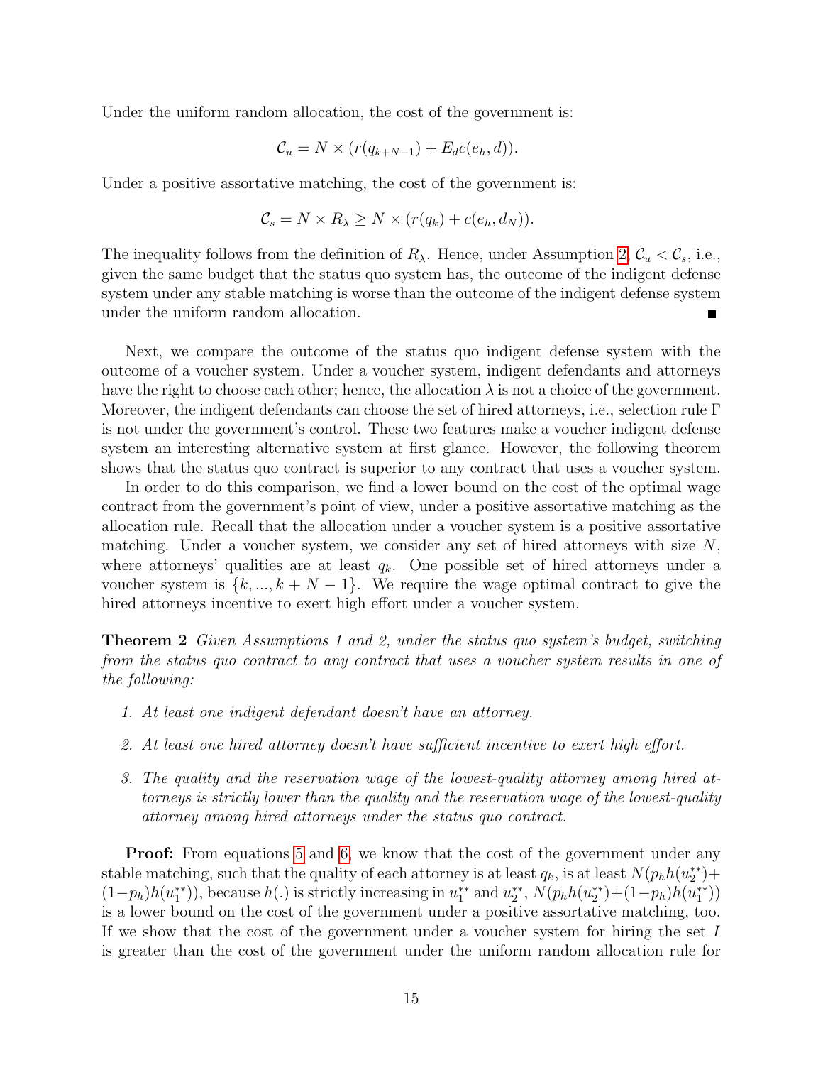Under the uniform random allocation, the cost of the government is:

$$\mathcal{C}_u = N \times (r(q_{k+N-1}) + E_d c(e_h, d)).$$

Under a positive assortative matching, the cost of the government is:

$$\mathcal{C}_s = N \times R_\lambda \geq N \times (r(q_k) + c(e_h, d_N)).$$

The inequality follows from the definition of $R_\lambda$. Hence, under Assumption 2, $\mathcal{C}_u < \mathcal{C}_s$, i.e., given the same budget that the status quo system has, the outcome of the indigent defense system under any stable matching is worse than the outcome of the indigent defense system under the uniform random allocation. ■

Next, we compare the outcome of the status quo indigent defense system with the outcome of a voucher system. Under a voucher system, indigent defendants and attorneys have the right to choose each other; hence, the allocation $\lambda$ is not a choice of the government. Moreover, the indigent defendants can choose the set of hired attorneys, i.e., selection rule $\Gamma$ is not under the government's control. These two features make a voucher indigent defense system an interesting alternative system at first glance. However, the following theorem shows that the status quo contract is superior to any contract that uses a voucher system.

In order to do this comparison, we find a lower bound on the cost of the optimal wage contract from the government's point of view, under a positive assortative matching as the allocation rule. Recall that the allocation under a voucher system is a positive assortative matching. Under a voucher system, we consider any set of hired attorneys with size $N$, where attorneys' qualities are at least $q_k$. One possible set of hired attorneys under a voucher system is $\{k, ..., k+N-1\}$. We require the wage optimal contract to give the hired attorneys incentive to exert high effort under a voucher system.

**Theorem 2** *Given Assumptions 1 and 2, under the status quo system's budget, switching from the status quo contract to any contract that uses a voucher system results in one of the following:*

1. *At least one indigent defendant doesn't have an attorney.*
2. *At least one hired attorney doesn't have sufficient incentive to exert high effort.*
3. *The quality and the reservation wage of the lowest-quality attorney among hired attorneys is strictly lower than the quality and the reservation wage of the lowest-quality attorney among hired attorneys under the status quo contract.*

**Proof:** From equations 5 and 6, we know that the cost of the government under any stable matching, such that the quality of each attorney is at least $q_k$, is at least $N(p_h h(u_2^{**}) + (1-p_h)h(u_1^{**}))$, because $h(.)$ is strictly increasing in $u_1^{**}$ and $u_2^{**}$, $N(p_h h(u_2^{**}) + (1-p_h)h(u_1^{**}))$ is a lower bound on the cost of the government under a positive assortative matching, too. If we show that the cost of the government under a voucher system for hiring the set $I$ is greater than the cost of the government under the uniform random allocation rule for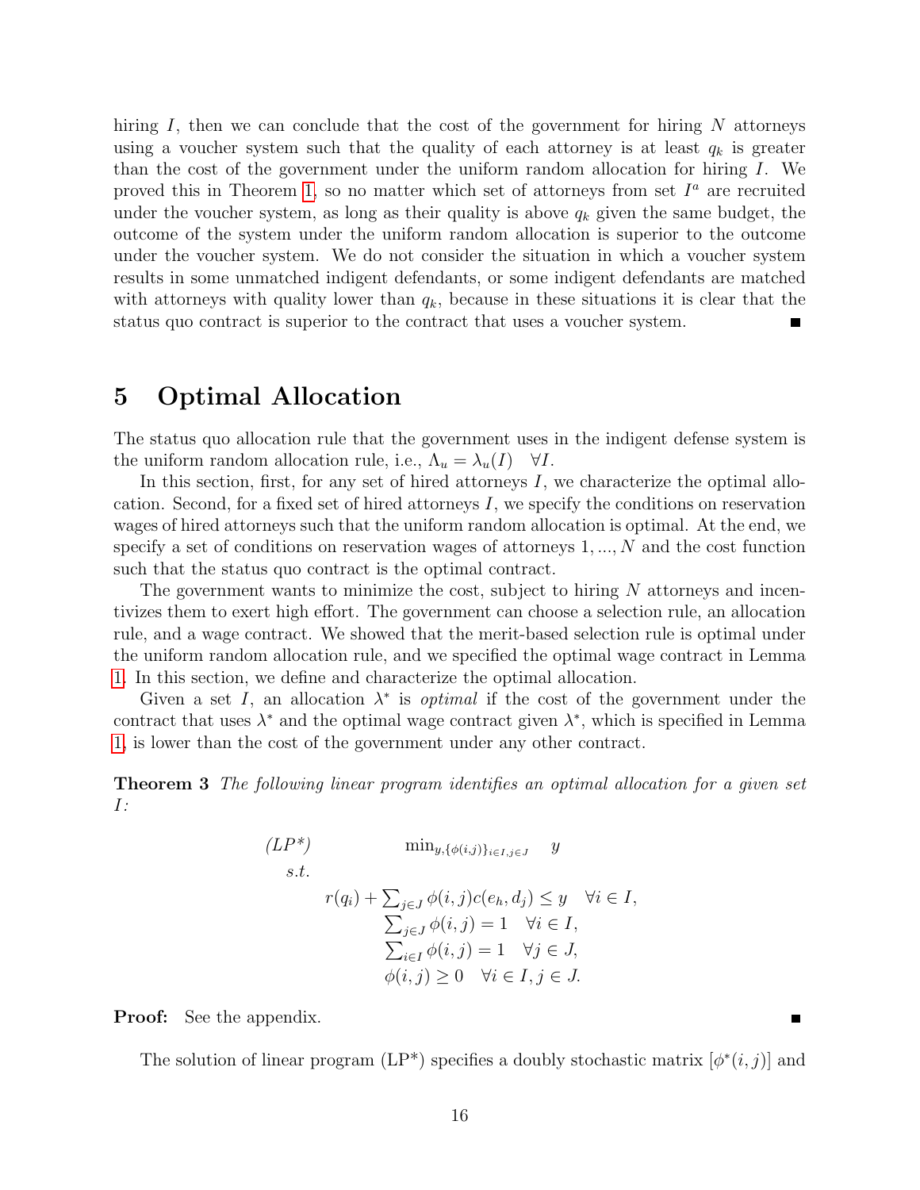hiring $I$, then we can conclude that the cost of the government for hiring $N$ attorneys using a voucher system such that the quality of each attorney is at least $q_k$ is greater than the cost of the government under the uniform random allocation for hiring $I$. We proved this in Theorem 1, so no matter which set of attorneys from set $I^a$ are recruited under the voucher system, as long as their quality is above $q_k$ given the same budget, the outcome of the system under the uniform random allocation is superior to the outcome under the voucher system. We do not consider the situation in which a voucher system results in some unmatched indigent defendants, or some indigent defendants are matched with attorneys with quality lower than $q_k$, because in these situations it is clear that the status quo contract is superior to the contract that uses a voucher system. ■

# 5 Optimal Allocation

The status quo allocation rule that the government uses in the indigent defense system is the uniform random allocation rule, i.e., $\Lambda_u = \lambda_u(I) \quad \forall I$.

In this section, first, for any set of hired attorneys $I$, we characterize the optimal allocation. Second, for a fixed set of hired attorneys $I$, we specify the conditions on reservation wages of hired attorneys such that the uniform random allocation is optimal. At the end, we specify a set of conditions on reservation wages of attorneys $1, ..., N$ and the cost function such that the status quo contract is the optimal contract.

The government wants to minimize the cost, subject to hiring $N$ attorneys and incentivizes them to exert high effort. The government can choose a selection rule, an allocation rule, and a wage contract. We showed that the merit-based selection rule is optimal under the uniform random allocation rule, and we specified the optimal wage contract in Lemma 1. In this section, we define and characterize the optimal allocation.

Given a set $I$, an allocation $\lambda^*$ is *optimal* if the cost of the government under the contract that uses $\lambda^*$ and the optimal wage contract given $\lambda^*$, which is specified in Lemma 1, is lower than the cost of the government under any other contract.

**Theorem 3** *The following linear program identifies an optimal allocation for a given set $I$:*

$$
\begin{aligned}
&(LP^*) \qquad \min_{y,\{\phi(i,j)\}_{i\in I, j\in J}} \quad y \\
&s.t. \\
&\qquad r(q_i) + \sum_{j\in J} \phi(i,j) c(e_h, d_j) \leq y \quad \forall i \in I, \\
&\qquad \sum_{j\in J} \phi(i,j) = 1 \quad \forall i \in I, \\
&\qquad \sum_{i\in I} \phi(i,j) = 1 \quad \forall j \in J, \\
&\qquad \phi(i,j) \geq 0 \quad \forall i \in I, j \in J.
\end{aligned}
$$

**Proof:** See the appendix. ■

The solution of linear program (LP*) specifies a doubly stochastic matrix $[\phi^*(i,j)]$ and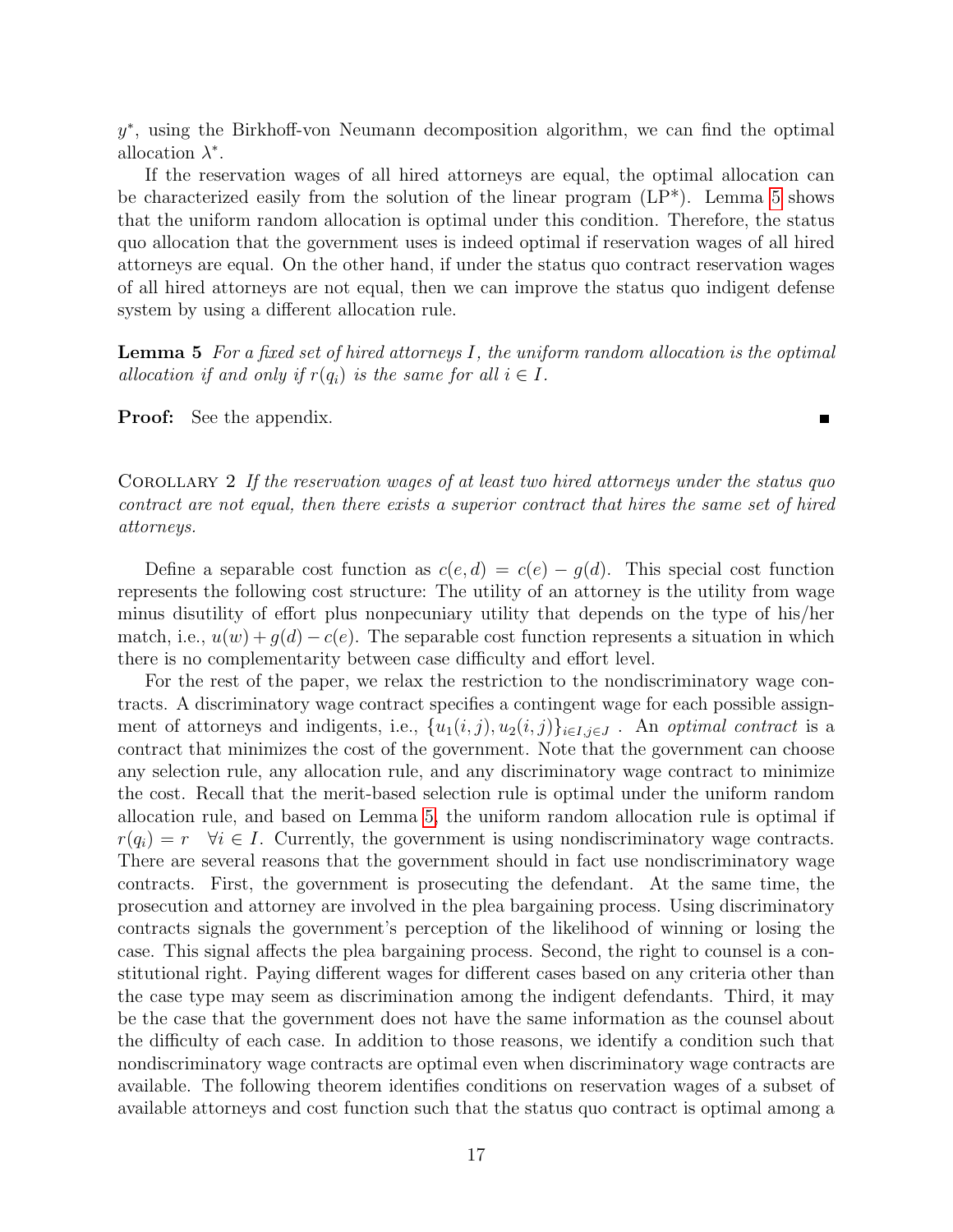$y^*$, using the Birkhoff-von Neumann decomposition algorithm, we can find the optimal allocation $\lambda^*$.

If the reservation wages of all hired attorneys are equal, the optimal allocation can be characterized easily from the solution of the linear program (LP*). Lemma 5 shows that the uniform random allocation is optimal under this condition. Therefore, the status quo allocation that the government uses is indeed optimal if reservation wages of all hired attorneys are equal. On the other hand, if under the status quo contract reservation wages of all hired attorneys are not equal, then we can improve the status quo indigent defense system by using a different allocation rule.

**Lemma 5** *For a fixed set of hired attorneys $I$, the uniform random allocation is the optimal allocation if and only if $r(q_i)$ is the same for all $i \in I$.*

**Proof:** See the appendix. ∎

Corollary 2 *If the reservation wages of at least two hired attorneys under the status quo contract are not equal, then there exists a superior contract that hires the same set of hired attorneys.*

Define a separable cost function as $c(e, d) = c(e) - g(d)$. This special cost function represents the following cost structure: The utility of an attorney is the utility from wage minus disutility of effort plus nonpecuniary utility that depends on the type of his/her match, i.e., $u(w) + g(d) - c(e)$. The separable cost function represents a situation in which there is no complementarity between case difficulty and effort level.

For the rest of the paper, we relax the restriction to the nondiscriminatory wage contracts. A discriminatory wage contract specifies a contingent wage for each possible assignment of attorneys and indigents, i.e., $\{u_1(i, j), u_2(i, j)\}_{i \in I, j \in J}$ . An *optimal contract* is a contract that minimizes the cost of the government. Note that the government can choose any selection rule, any allocation rule, and any discriminatory wage contract to minimize the cost. Recall that the merit-based selection rule is optimal under the uniform random allocation rule, and based on Lemma 5, the uniform random allocation rule is optimal if $r(q_i) = r \quad \forall i \in I$. Currently, the government is using nondiscriminatory wage contracts. There are several reasons that the government should in fact use nondiscriminatory wage contracts. First, the government is prosecuting the defendant. At the same time, the prosecution and attorney are involved in the plea bargaining process. Using discriminatory contracts signals the government's perception of the likelihood of winning or losing the case. This signal affects the plea bargaining process. Second, the right to counsel is a constitutional right. Paying different wages for different cases based on any criteria other than the case type may seem as discrimination among the indigent defendants. Third, it may be the case that the government does not have the same information as the counsel about the difficulty of each case. In addition to those reasons, we identify a condition such that nondiscriminatory wage contracts are optimal even when discriminatory wage contracts are available. The following theorem identifies conditions on reservation wages of a subset of available attorneys and cost function such that the status quo contract is optimal among a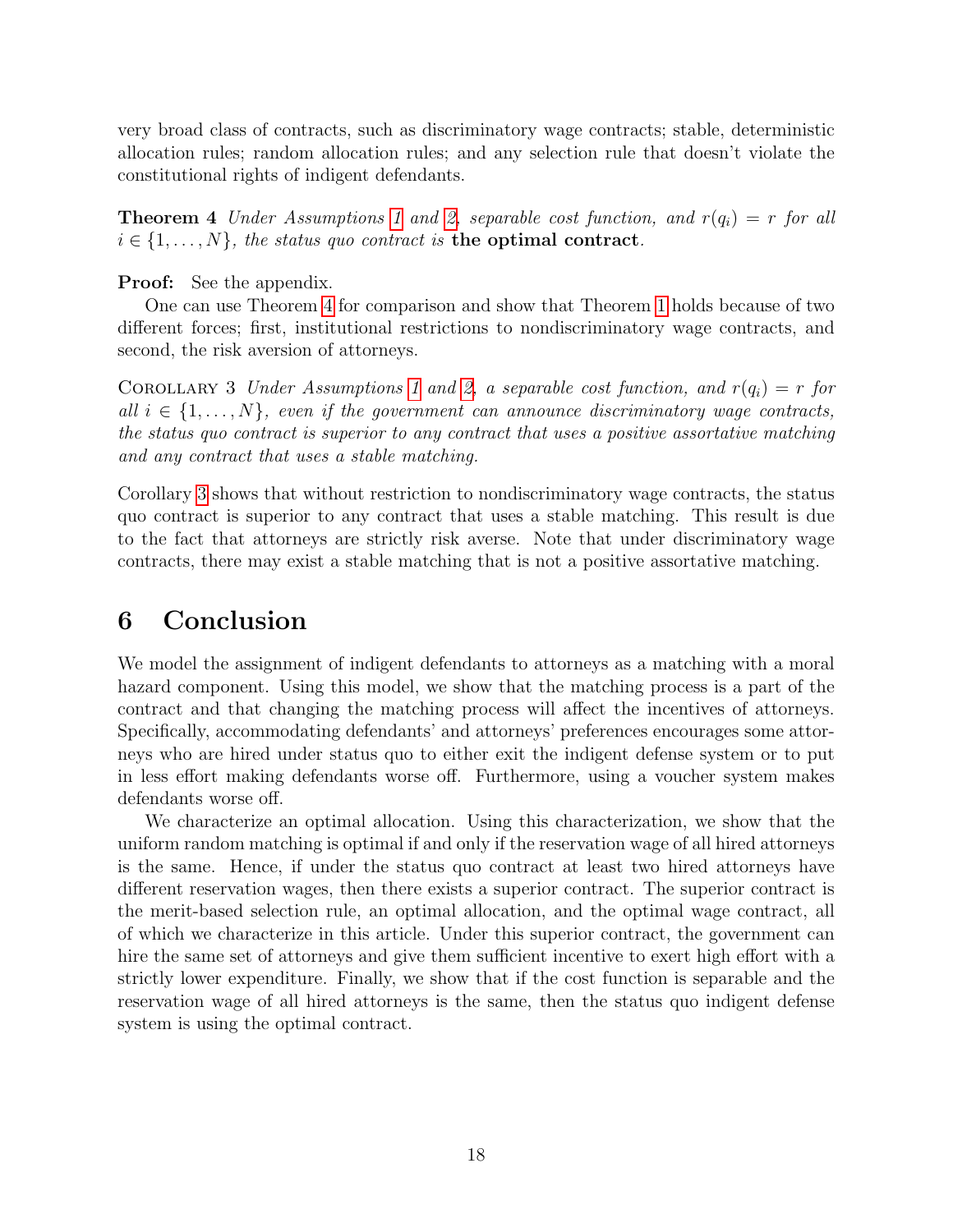very broad class of contracts, such as discriminatory wage contracts; stable, deterministic allocation rules; random allocation rules; and any selection rule that doesn't violate the constitutional rights of indigent defendants.

**Theorem 4** *Under Assumptions 1 and 2, separable cost function, and $r(q_i) = r$ for all $i \in \{1, \ldots, N\}$, the status quo contract is* **the optimal contract**.

**Proof:** See the appendix.

One can use Theorem 4 for comparison and show that Theorem 1 holds because of two different forces; first, institutional restrictions to nondiscriminatory wage contracts, and second, the risk aversion of attorneys.

Corollary 3 *Under Assumptions 1 and 2, a separable cost function, and $r(q_i) = r$ for all $i \in \{1, \ldots, N\}$, even if the government can announce discriminatory wage contracts, the status quo contract is superior to any contract that uses a positive assortative matching and any contract that uses a stable matching.*

Corollary 3 shows that without restriction to nondiscriminatory wage contracts, the status quo contract is superior to any contract that uses a stable matching. This result is due to the fact that attorneys are strictly risk averse. Note that under discriminatory wage contracts, there may exist a stable matching that is not a positive assortative matching.

# 6 Conclusion

We model the assignment of indigent defendants to attorneys as a matching with a moral hazard component. Using this model, we show that the matching process is a part of the contract and that changing the matching process will affect the incentives of attorneys. Specifically, accommodating defendants' and attorneys' preferences encourages some attorneys who are hired under status quo to either exit the indigent defense system or to put in less effort making defendants worse off. Furthermore, using a voucher system makes defendants worse off.

We characterize an optimal allocation. Using this characterization, we show that the uniform random matching is optimal if and only if the reservation wage of all hired attorneys is the same. Hence, if under the status quo contract at least two hired attorneys have different reservation wages, then there exists a superior contract. The superior contract is the merit-based selection rule, an optimal allocation, and the optimal wage contract, all of which we characterize in this article. Under this superior contract, the government can hire the same set of attorneys and give them sufficient incentive to exert high effort with a strictly lower expenditure. Finally, we show that if the cost function is separable and the reservation wage of all hired attorneys is the same, then the status quo indigent defense system is using the optimal contract.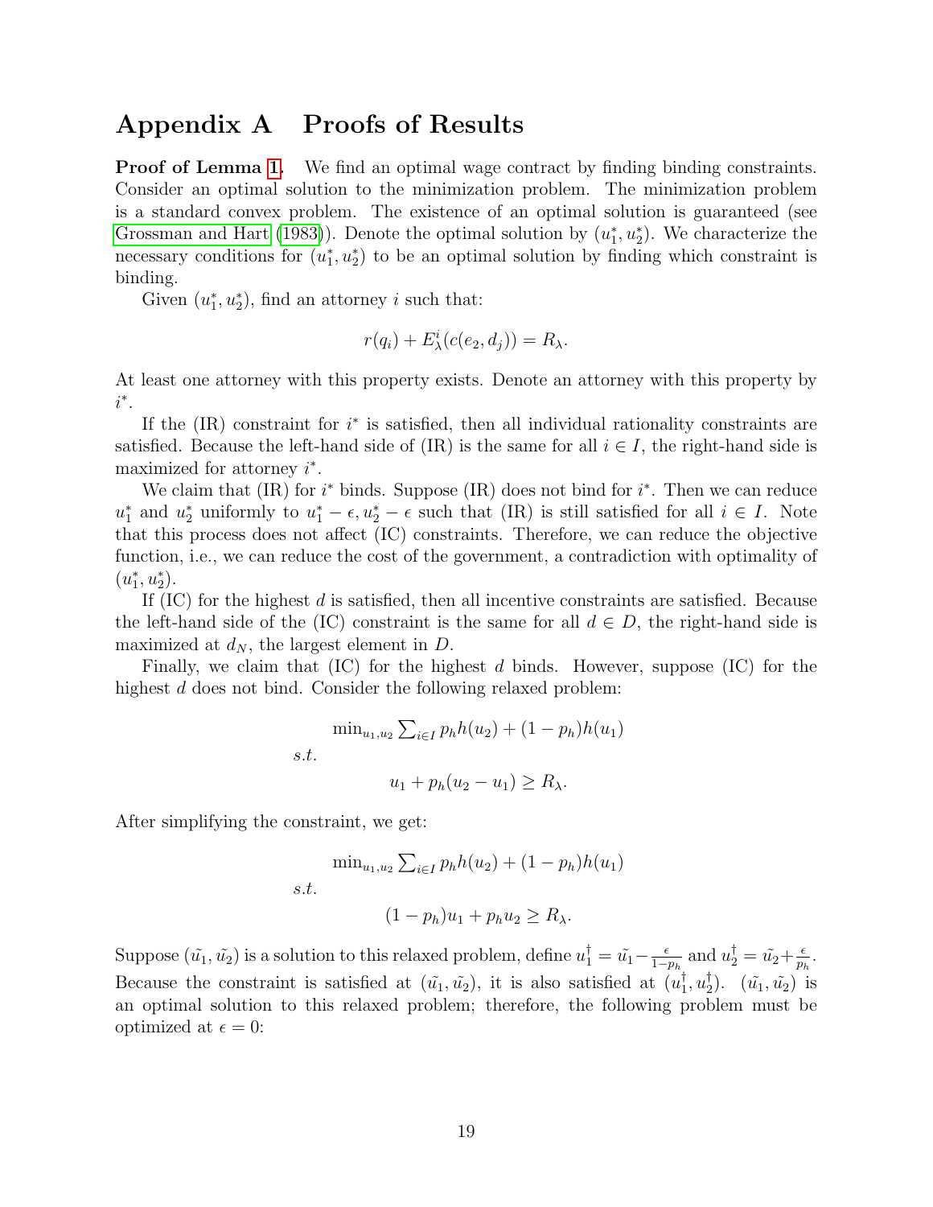# Appendix A Proofs of Results

**Proof of Lemma 1.** We find an optimal wage contract by finding binding constraints. Consider an optimal solution to the minimization problem. The minimization problem is a standard convex problem. The existence of an optimal solution is guaranteed (see Grossman and Hart (1983)). Denote the optimal solution by $(u_1^*, u_2^*)$. We characterize the necessary conditions for $(u_1^*, u_2^*)$ to be an optimal solution by finding which constraint is binding.

Given $(u_1^*, u_2^*)$, find an attorney $i$ such that:

$$r(q_i) + E_\lambda^i(c(e_2, d_j)) = R_\lambda.$$

At least one attorney with this property exists. Denote an attorney with this property by $i^*$.

If the (IR) constraint for $i^*$ is satisfied, then all individual rationality constraints are satisfied. Because the left-hand side of (IR) is the same for all $i \in I$, the right-hand side is maximized for attorney $i^*$.

We claim that (IR) for $i^*$ binds. Suppose (IR) does not bind for $i^*$. Then we can reduce $u_1^*$ and $u_2^*$ uniformly to $u_1^* - \epsilon, u_2^* - \epsilon$ such that (IR) is still satisfied for all $i \in I$. Note that this process does not affect (IC) constraints. Therefore, we can reduce the objective function, i.e., we can reduce the cost of the government, a contradiction with optimality of $(u_1^*, u_2^*)$.

If (IC) for the highest $d$ is satisfied, then all incentive constraints are satisfied. Because the left-hand side of the (IC) constraint is the same for all $d \in D$, the right-hand side is maximized at $d_N$, the largest element in $D$.

Finally, we claim that (IC) for the highest $d$ binds. However, suppose (IC) for the highest $d$ does not bind. Consider the following relaxed problem:

$$\min_{u_1,u_2} \sum_{i \in I} p_h h(u_2) + (1-p_h)h(u_1)$$

$$s.t. \quad u_1 + p_h(u_2 - u_1) \geq R_\lambda.$$

After simplifying the constraint, we get:

$$\min_{u_1,u_2} \sum_{i \in I} p_h h(u_2) + (1-p_h)h(u_1)$$

$$s.t. \quad (1-p_h)u_1 + p_h u_2 \geq R_\lambda.$$

Suppose $(\tilde{u_1}, \tilde{u_2})$ is a solution to this relaxed problem, define $u_1^\dagger = \tilde{u_1} - \frac{\epsilon}{1-p_h}$ and $u_2^\dagger = \tilde{u_2} + \frac{\epsilon}{p_h}$. Because the constraint is satisfied at $(\tilde{u_1}, \tilde{u_2})$, it is also satisfied at $(u_1^\dagger, u_2^\dagger)$. $(\tilde{u_1}, \tilde{u_2})$ is an optimal solution to this relaxed problem; therefore, the following problem must be optimized at $\epsilon = 0$: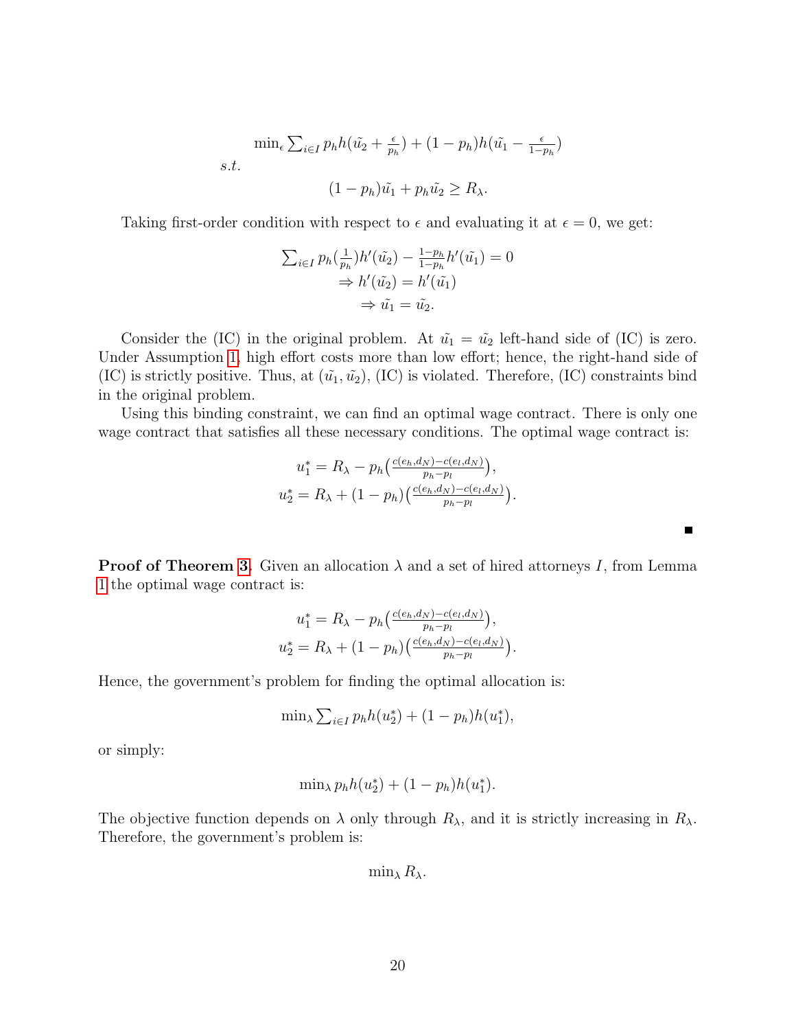$$\min_{\epsilon} \sum_{i\in I} p_h h(\tilde{u_2} + \tfrac{\epsilon}{p_h}) + (1-p_h) h(\tilde{u_1} - \tfrac{\epsilon}{1-p_h})$$

*s.t.*

$$(1-p_h)\tilde{u_1} + p_h \tilde{u_2} \geq R_\lambda.$$

Taking first-order condition with respect to $\epsilon$ and evaluating it at $\epsilon = 0$, we get:

$$\sum_{i\in I} p_h (\tfrac{1}{p_h}) h'(\tilde{u_2}) - \tfrac{1-p_h}{1-p_h} h'(\tilde{u_1}) = 0$$
$$\Rightarrow h'(\tilde{u_2}) = h'(\tilde{u_1})$$
$$\Rightarrow \tilde{u_1} = \tilde{u_2}.$$

Consider the (IC) in the original problem. At $\tilde{u_1} = \tilde{u_2}$ left-hand side of (IC) is zero. Under Assumption 1, high effort costs more than low effort; hence, the right-hand side of (IC) is strictly positive. Thus, at $(\tilde{u_1}, \tilde{u_2})$, (IC) is violated. Therefore, (IC) constraints bind in the original problem.

Using this binding constraint, we can find an optimal wage contract. There is only one wage contract that satisfies all these necessary conditions. The optimal wage contract is:

$$u_1^* = R_\lambda - p_h\big(\tfrac{c(e_h,d_N) - c(e_l,d_N)}{p_h - p_l}\big),$$
$$u_2^* = R_\lambda + (1-p_h)\big(\tfrac{c(e_h,d_N) - c(e_l,d_N)}{p_h - p_l}\big).$$

■

**Proof of Theorem 3.** Given an allocation $\lambda$ and a set of hired attorneys $I$, from Lemma 1 the optimal wage contract is:

$$u_1^* = R_\lambda - p_h\big(\tfrac{c(e_h,d_N) - c(e_l,d_N)}{p_h - p_l}\big),$$
$$u_2^* = R_\lambda + (1-p_h)\big(\tfrac{c(e_h,d_N) - c(e_l,d_N)}{p_h - p_l}\big).$$

Hence, the government's problem for finding the optimal allocation is:

$$\min_\lambda \sum_{i\in I} p_h h(u_2^*) + (1-p_h) h(u_1^*),$$

or simply:

$$\min_\lambda p_h h(u_2^*) + (1-p_h) h(u_1^*).$$

The objective function depends on $\lambda$ only through $R_\lambda$, and it is strictly increasing in $R_\lambda$. Therefore, the government's problem is:

$$\min_\lambda R_\lambda.$$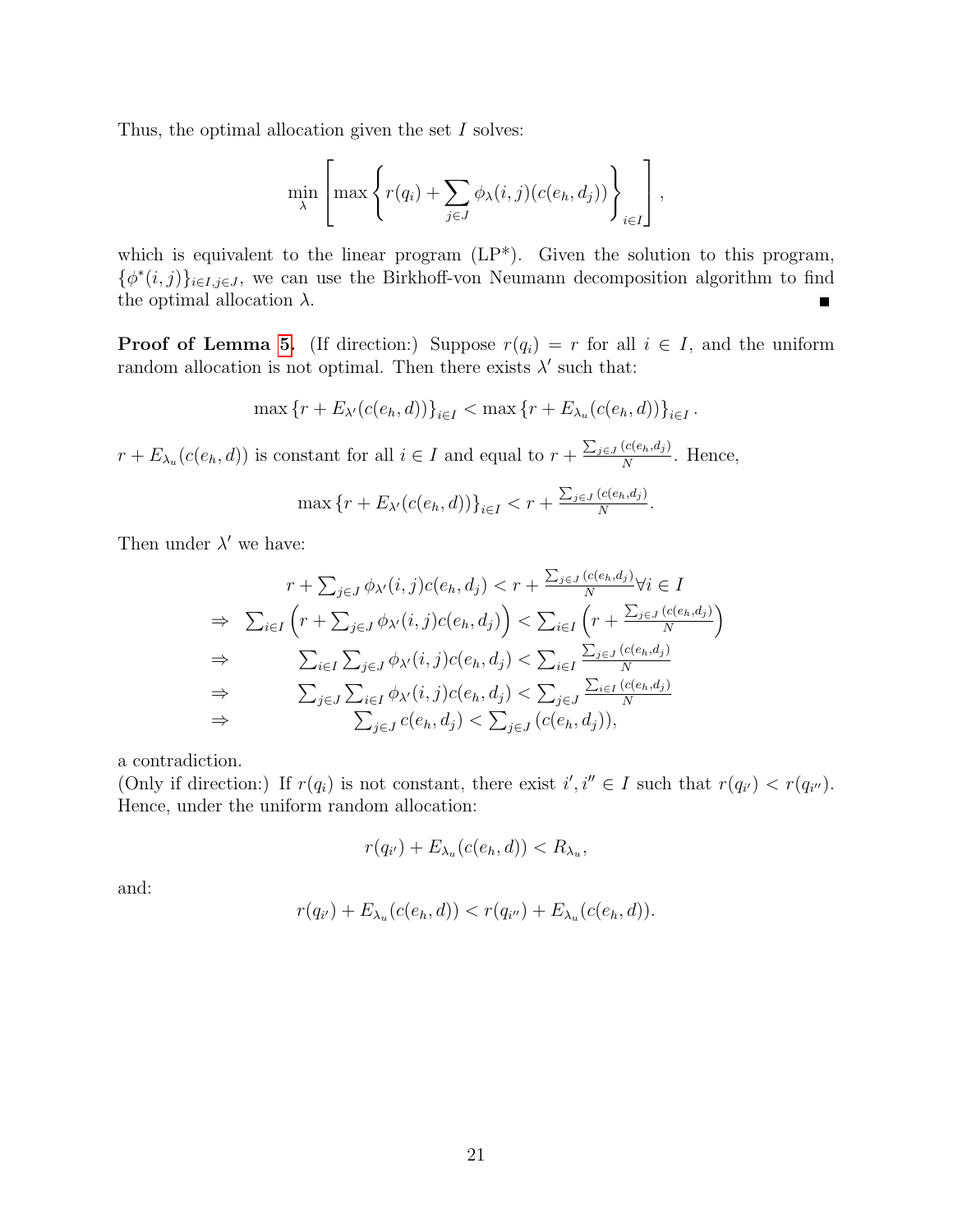Thus, the optimal allocation given the set $I$ solves:

$$\min_{\lambda}\left[\max\left\{r(q_i)+\sum_{j\in J}\phi_{\lambda}(i,j)(c(e_h,d_j))\right\}_{i\in I}\right],$$

which is equivalent to the linear program (LP*). Given the solution to this program, $\{\phi^*(i,j)\}_{i\in I, j\in J}$, we can use the Birkhoff-von Neumann decomposition algorithm to find the optimal allocation $\lambda$. ■

**Proof of Lemma 5.** (If direction:) Suppose $r(q_i)=r$ for all $i\in I$, and the uniform random allocation is not optimal. Then there exists $\lambda'$ such that:

$$\max\left\{r+E_{\lambda'}(c(e_h,d))\right\}_{i\in I}<\max\left\{r+E_{\lambda_u}(c(e_h,d))\right\}_{i\in I}.$$

$r+E_{\lambda_u}(c(e_h,d))$ is constant for all $i\in I$ and equal to $r+\frac{\sum_{j\in J}(c(e_h,d_j))}{N}$. Hence,

$$\max\left\{r+E_{\lambda'}(c(e_h,d))\right\}_{i\in I}<r+\tfrac{\sum_{j\in J}(c(e_h,d_j))}{N}.$$

Then under $\lambda'$ we have:

$$\begin{array}{rc}
& r+\sum_{j\in J}\phi_{\lambda'}(i,j)c(e_h,d_j)<r+\frac{\sum_{j\in J}(c(e_h,d_j))}{N}\forall i\in I\\
\Rightarrow & \sum_{i\in I}\left(r+\sum_{j\in J}\phi_{\lambda'}(i,j)c(e_h,d_j)\right)<\sum_{i\in I}\left(r+\frac{\sum_{j\in J}(c(e_h,d_j))}{N}\right)\\
\Rightarrow & \sum_{i\in I}\sum_{j\in J}\phi_{\lambda'}(i,j)c(e_h,d_j)<\sum_{i\in I}\frac{\sum_{j\in J}(c(e_h,d_j))}{N}\\
\Rightarrow & \sum_{j\in J}\sum_{i\in I}\phi_{\lambda'}(i,j)c(e_h,d_j)<\sum_{j\in J}\frac{\sum_{i\in I}(c(e_h,d_j))}{N}\\
\Rightarrow & \sum_{j\in J}c(e_h,d_j)<\sum_{j\in J}(c(e_h,d_j)),
\end{array}$$

a contradiction.

(Only if direction:) If $r(q_i)$ is not constant, there exist $i',i''\in I$ such that $r(q_{i'})<r(q_{i''})$. Hence, under the uniform random allocation:

$$r(q_{i'})+E_{\lambda_u}(c(e_h,d))<R_{\lambda_u},$$

and:

$$r(q_{i'})+E_{\lambda_u}(c(e_h,d))<r(q_{i''})+E_{\lambda_u}(c(e_h,d)).$$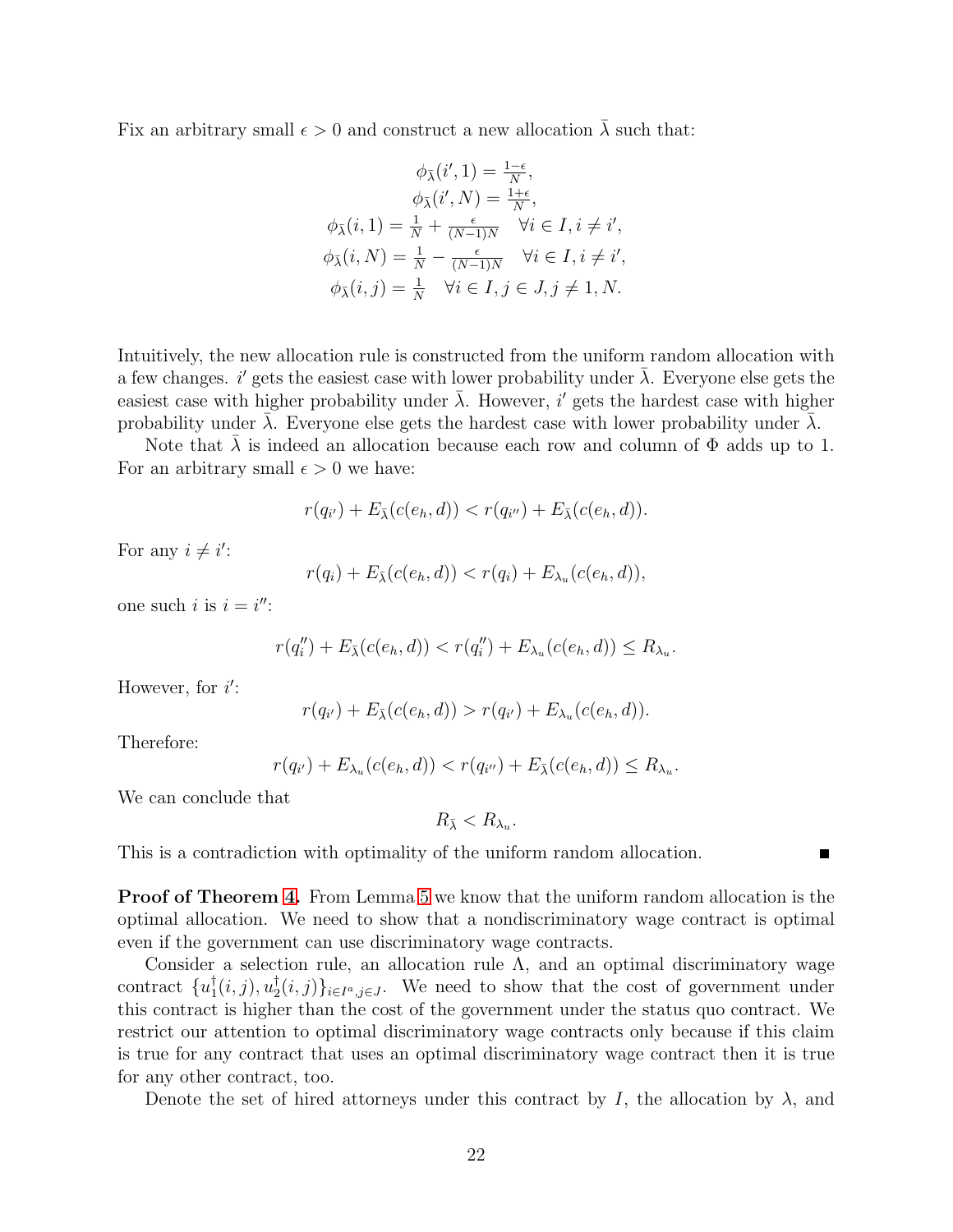Fix an arbitrary small $\epsilon > 0$ and construct a new allocation $\bar{\lambda}$ such that:

$$
\begin{gathered}
\phi_{\bar{\lambda}}(i', 1) = \tfrac{1-\epsilon}{N}, \\
\phi_{\bar{\lambda}}(i', N) = \tfrac{1+\epsilon}{N}, \\
\phi_{\bar{\lambda}}(i, 1) = \tfrac{1}{N} + \tfrac{\epsilon}{(N-1)N} \quad \forall i \in I, i \neq i', \\
\phi_{\bar{\lambda}}(i, N) = \tfrac{1}{N} - \tfrac{\epsilon}{(N-1)N} \quad \forall i \in I, i \neq i', \\
\phi_{\bar{\lambda}}(i, j) = \tfrac{1}{N} \quad \forall i \in I, j \in J, j \neq 1, N.
\end{gathered}
$$

Intuitively, the new allocation rule is constructed from the uniform random allocation with a few changes. $i'$ gets the easiest case with lower probability under $\bar{\lambda}$. Everyone else gets the easiest case with higher probability under $\bar{\lambda}$. However, $i'$ gets the hardest case with higher probability under $\bar{\lambda}$. Everyone else gets the hardest case with lower probability under $\bar{\lambda}$.

Note that $\bar{\lambda}$ is indeed an allocation because each row and column of $\Phi$ adds up to 1. For an arbitrary small $\epsilon > 0$ we have:

$$r(q_{i'}) + E_{\bar{\lambda}}(c(e_h, d)) < r(q_{i''}) + E_{\bar{\lambda}}(c(e_h, d)).$$

For any $i \neq i'$:

$$r(q_i) + E_{\bar{\lambda}}(c(e_h, d)) < r(q_i) + E_{\lambda_u}(c(e_h, d)),$$

one such $i$ is $i = i''$:

$$r(q_i'') + E_{\bar{\lambda}}(c(e_h, d)) < r(q_i'') + E_{\lambda_u}(c(e_h, d)) \leq R_{\lambda_u}.$$

However, for $i'$:

$$r(q_{i'}) + E_{\bar{\lambda}}(c(e_h, d)) > r(q_{i'}) + E_{\lambda_u}(c(e_h, d)).$$

Therefore:

$$r(q_{i'}) + E_{\lambda_u}(c(e_h, d)) < r(q_{i''}) + E_{\bar{\lambda}}(c(e_h, d)) \leq R_{\lambda_u}.$$

We can conclude that

$$R_{\bar{\lambda}} < R_{\lambda_u}.$$

This is a contradiction with optimality of the uniform random allocation. ∎

**Proof of Theorem 4.** From Lemma 5 we know that the uniform random allocation is the optimal allocation. We need to show that a nondiscriminatory wage contract is optimal even if the government can use discriminatory wage contracts.

Consider a selection rule, an allocation rule $\Lambda$, and an optimal discriminatory wage contract $\{u_1^\dagger(i, j), u_2^\dagger(i, j)\}_{i \in I^a, j \in J}$. We need to show that the cost of government under this contract is higher than the cost of the government under the status quo contract. We restrict our attention to optimal discriminatory wage contracts only because if this claim is true for any contract that uses an optimal discriminatory wage contract then it is true for any other contract, too.

Denote the set of hired attorneys under this contract by $I$, the allocation by $\lambda$, and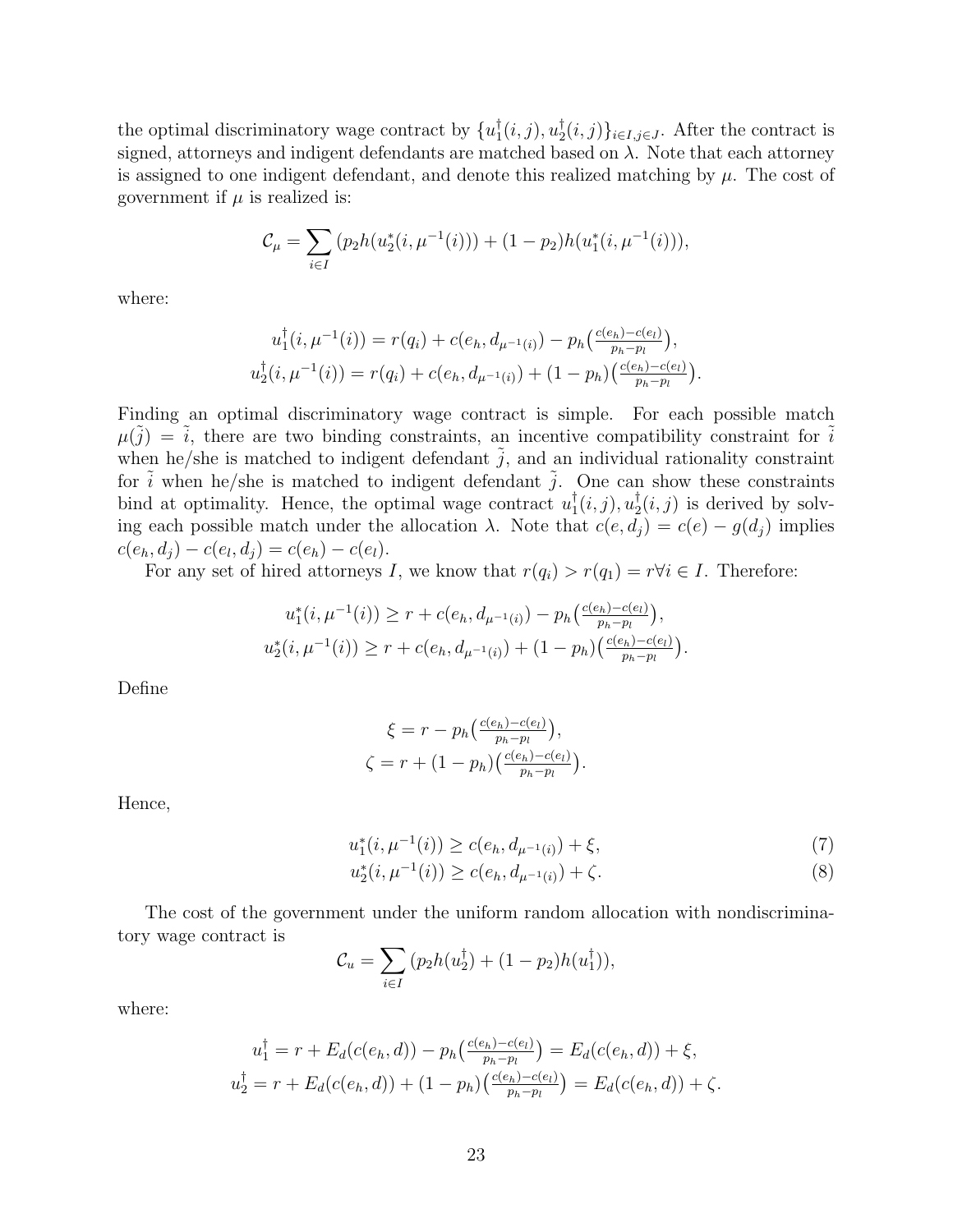the optimal discriminatory wage contract by $\{u_1^\dagger(i,j), u_2^\dagger(i,j)\}_{i\in I, j\in J}$. After the contract is signed, attorneys and indigent defendants are matched based on $\lambda$. Note that each attorney is assigned to one indigent defendant, and denote this realized matching by $\mu$. The cost of government if $\mu$ is realized is:

$$\mathcal{C}_\mu = \sum_{i\in I} (p_2 h(u_2^*(i, \mu^{-1}(i))) + (1-p_2) h(u_1^*(i, \mu^{-1}(i))),$$

where:

$$u_1^\dagger(i, \mu^{-1}(i)) = r(q_i) + c(e_h, d_{\mu^{-1}(i)}) - p_h\big(\tfrac{c(e_h)-c(e_l)}{p_h - p_l}\big),$$
$$u_2^\dagger(i, \mu^{-1}(i)) = r(q_i) + c(e_h, d_{\mu^{-1}(i)}) + (1-p_h)\big(\tfrac{c(e_h)-c(e_l)}{p_h - p_l}\big).$$

Finding an optimal discriminatory wage contract is simple. For each possible match $\mu(\tilde{j}) = \tilde{i}$, there are two binding constraints, an incentive compatibility constraint for $\tilde{i}$ when he/she is matched to indigent defendant $\tilde{j}$, and an individual rationality constraint for $\tilde{i}$ when he/she is matched to indigent defendant $\tilde{j}$. One can show these constraints bind at optimality. Hence, the optimal wage contract $u_1^\dagger(i,j), u_2^\dagger(i,j)$ is derived by solving each possible match under the allocation $\lambda$. Note that $c(e, d_j) = c(e) - g(d_j)$ implies $c(e_h, d_j) - c(e_l, d_j) = c(e_h) - c(e_l)$.

For any set of hired attorneys $I$, we know that $r(q_i) > r(q_1) = r \forall i \in I$. Therefore:

$$u_1^*(i, \mu^{-1}(i)) \geq r + c(e_h, d_{\mu^{-1}(i)}) - p_h\big(\tfrac{c(e_h)-c(e_l)}{p_h - p_l}\big),$$
$$u_2^*(i, \mu^{-1}(i)) \geq r + c(e_h, d_{\mu^{-1}(i)}) + (1-p_h)\big(\tfrac{c(e_h)-c(e_l)}{p_h - p_l}\big).$$

Define

$$\xi = r - p_h\big(\tfrac{c(e_h)-c(e_l)}{p_h - p_l}\big),$$
$$\zeta = r + (1-p_h)\big(\tfrac{c(e_h)-c(e_l)}{p_h - p_l}\big).$$

Hence,

$$u_1^*(i, \mu^{-1}(i)) \geq c(e_h, d_{\mu^{-1}(i)}) + \xi, \tag{7}$$
$$u_2^*(i, \mu^{-1}(i)) \geq c(e_h, d_{\mu^{-1}(i)}) + \zeta. \tag{8}$$

The cost of the government under the uniform random allocation with nondiscriminatory wage contract is

$$\mathcal{C}_u = \sum_{i\in I} (p_2 h(u_2^\dagger) + (1-p_2) h(u_1^\dagger)),$$

where:

$$u_1^\dagger = r + E_d(c(e_h, d)) - p_h\big(\tfrac{c(e_h)-c(e_l)}{p_h - p_l}\big) = E_d(c(e_h, d)) + \xi,$$
$$u_2^\dagger = r + E_d(c(e_h, d)) + (1-p_h)\big(\tfrac{c(e_h)-c(e_l)}{p_h - p_l}\big) = E_d(c(e_h, d)) + \zeta.$$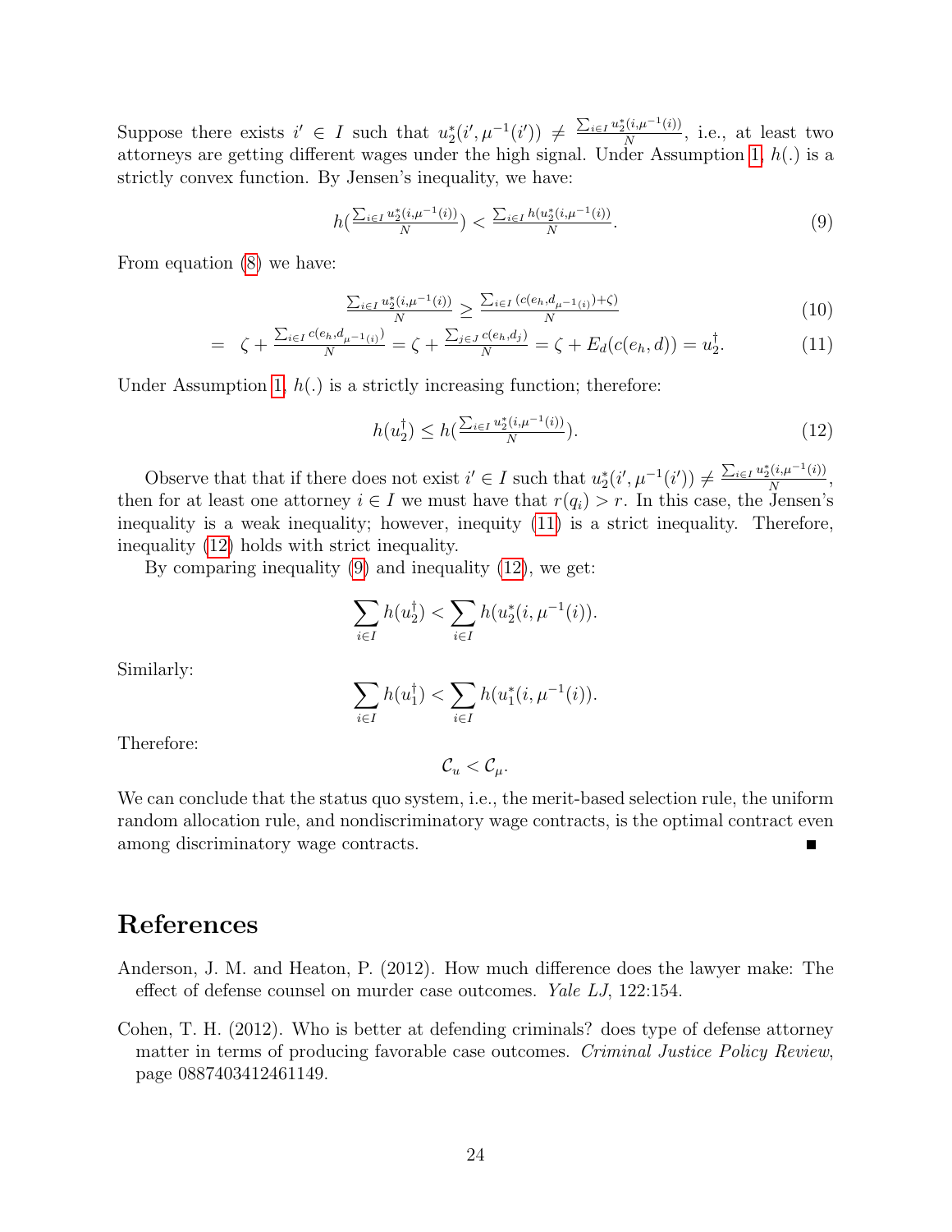Suppose there exists $i' \in I$ such that $u_2^*(i', \mu^{-1}(i')) \neq \frac{\sum_{i \in I} u_2^*(i, \mu^{-1}(i))}{N}$, i.e., at least two attorneys are getting different wages under the high signal. Under Assumption 1, $h(.)$ is a strictly convex function. By Jensen's inequality, we have:

$$h\left(\frac{\sum_{i \in I} u_2^*(i, \mu^{-1}(i))}{N}\right) < \frac{\sum_{i \in I} h(u_2^*(i, \mu^{-1}(i)))}{N}. \tag{9}$$

From equation (8) we have:

$$\frac{\sum_{i \in I} u_2^*(i, \mu^{-1}(i))}{N} \geq \frac{\sum_{i \in I} \left(c(e_h, d_{\mu^{-1}(i)}) + \zeta\right)}{N} \tag{10}$$

$$= \zeta + \frac{\sum_{i \in I} c(e_h, d_{\mu^{-1}(i)})}{N} = \zeta + \frac{\sum_{j \in J} c(e_h, d_j)}{N} = \zeta + E_d(c(e_h, d)) = u_2^\dagger. \tag{11}$$

Under Assumption 1, $h(.)$ is a strictly increasing function; therefore:

$$h(u_2^\dagger) \leq h\left(\frac{\sum_{i \in I} u_2^*(i, \mu^{-1}(i))}{N}\right). \tag{12}$$

Observe that that if there does not exist $i' \in I$ such that $u_2^*(i', \mu^{-1}(i')) \neq \frac{\sum_{i \in I} u_2^*(i, \mu^{-1}(i))}{N}$, then for at least one attorney $i \in I$ we must have that $r(q_i) > r$. In this case, the Jensen's inequality is a weak inequality; however, inequity (11) is a strict inequality. Therefore, inequality (12) holds with strict inequality.

By comparing inequality (9) and inequality (12), we get:

$$\sum_{i \in I} h(u_2^\dagger) < \sum_{i \in I} h(u_2^*(i, \mu^{-1}(i))).$$

Similarly:

$$\sum_{i \in I} h(u_1^\dagger) < \sum_{i \in I} h(u_1^*(i, \mu^{-1}(i))).$$

Therefore:

$$\mathcal{C}_u < \mathcal{C}_\mu.$$

We can conclude that the status quo system, i.e., the merit-based selection rule, the uniform random allocation rule, and nondiscriminatory wage contracts, is the optimal contract even among discriminatory wage contracts. ■

# References

Anderson, J. M. and Heaton, P. (2012). How much difference does the lawyer make: The effect of defense counsel on murder case outcomes. *Yale LJ*, 122:154.

Cohen, T. H. (2012). Who is better at defending criminals? does type of defense attorney matter in terms of producing favorable case outcomes. *Criminal Justice Policy Review*, page 0887403412461149.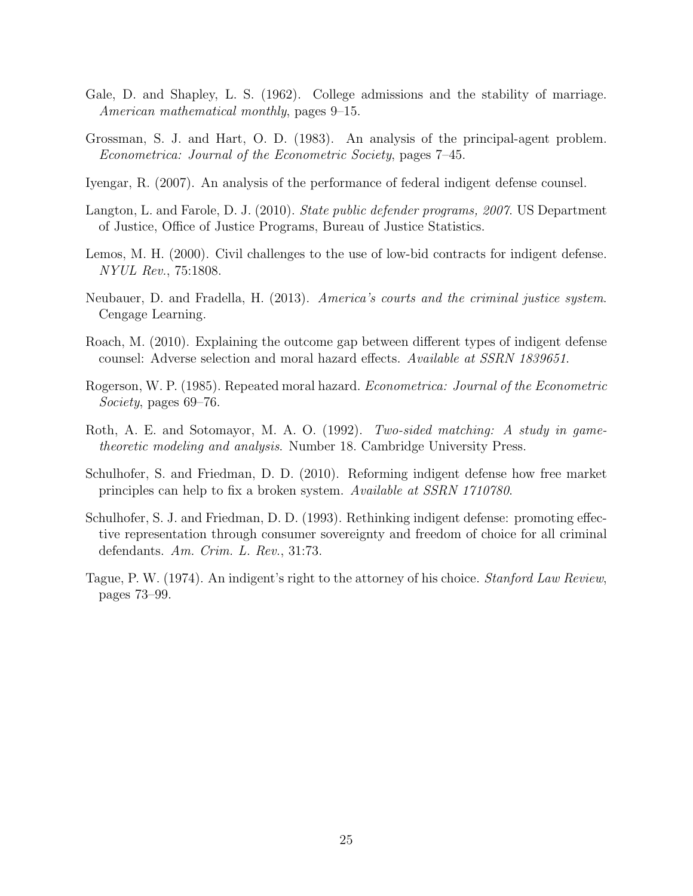Gale, D. and Shapley, L. S. (1962). College admissions and the stability of marriage. *American mathematical monthly*, pages 9–15.

Grossman, S. J. and Hart, O. D. (1983). An analysis of the principal-agent problem. *Econometrica: Journal of the Econometric Society*, pages 7–45.

Iyengar, R. (2007). An analysis of the performance of federal indigent defense counsel.

Langton, L. and Farole, D. J. (2010). *State public defender programs, 2007*. US Department of Justice, Office of Justice Programs, Bureau of Justice Statistics.

Lemos, M. H. (2000). Civil challenges to the use of low-bid contracts for indigent defense. *NYUL Rev.*, 75:1808.

Neubauer, D. and Fradella, H. (2013). *America's courts and the criminal justice system*. Cengage Learning.

Roach, M. (2010). Explaining the outcome gap between different types of indigent defense counsel: Adverse selection and moral hazard effects. *Available at SSRN 1839651*.

Rogerson, W. P. (1985). Repeated moral hazard. *Econometrica: Journal of the Econometric Society*, pages 69–76.

Roth, A. E. and Sotomayor, M. A. O. (1992). *Two-sided matching: A study in game-theoretic modeling and analysis*. Number 18. Cambridge University Press.

Schulhofer, S. and Friedman, D. D. (2010). Reforming indigent defense how free market principles can help to fix a broken system. *Available at SSRN 1710780*.

Schulhofer, S. J. and Friedman, D. D. (1993). Rethinking indigent defense: promoting effective representation through consumer sovereignty and freedom of choice for all criminal defendants. *Am. Crim. L. Rev.*, 31:73.

Tague, P. W. (1974). An indigent's right to the attorney of his choice. *Stanford Law Review*, pages 73–99.